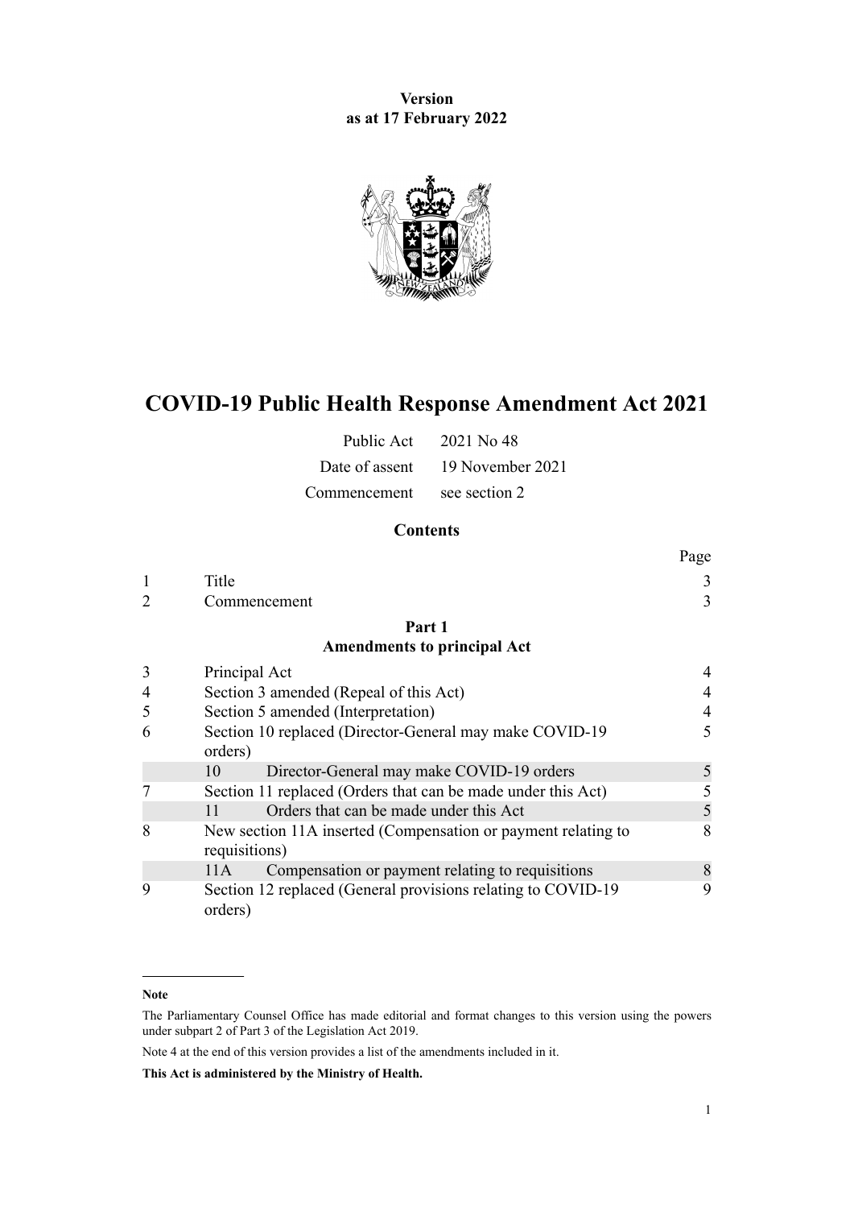**Version**
**as at 17 February 2022**

# COVID-19 Public Health Response Amendment Act 2021

| | |
|---|---|
| Public Act | 2021 No 48 |
| Date of assent | 19 November 2021 |
| Commencement | see section 2 |

## Contents

| | | | Page |
|---|---|---|---|
| 1 | Title | | 3 |
| 2 | Commencement | | 3 |
| | **Part 1** **Amendments to principal Act** | | |
| 3 | Principal Act | | 4 |
| 4 | Section 3 amended (Repeal of this Act) | | 4 |
| 5 | Section 5 amended (Interpretation) | | 4 |
| 6 | Section 10 replaced (Director-General may make COVID-19 orders) | | 5 |
| | 10 | Director-General may make COVID-19 orders | 5 |
| 7 | Section 11 replaced (Orders that can be made under this Act) | | 5 |
| | 11 | Orders that can be made under this Act | 5 |
| 8 | New section 11A inserted (Compensation or payment relating to requisitions) | | 8 |
| | 11A | Compensation or payment relating to requisitions | 8 |
| 9 | Section 12 replaced (General provisions relating to COVID-19 orders) | | 9 |

**Note**

The Parliamentary Counsel Office has made editorial and format changes to this version using the powers under subpart 2 of Part 3 of the Legislation Act 2019.

Note 4 at the end of this version provides a list of the amendments included in it.

**This Act is administered by the Ministry of Health.**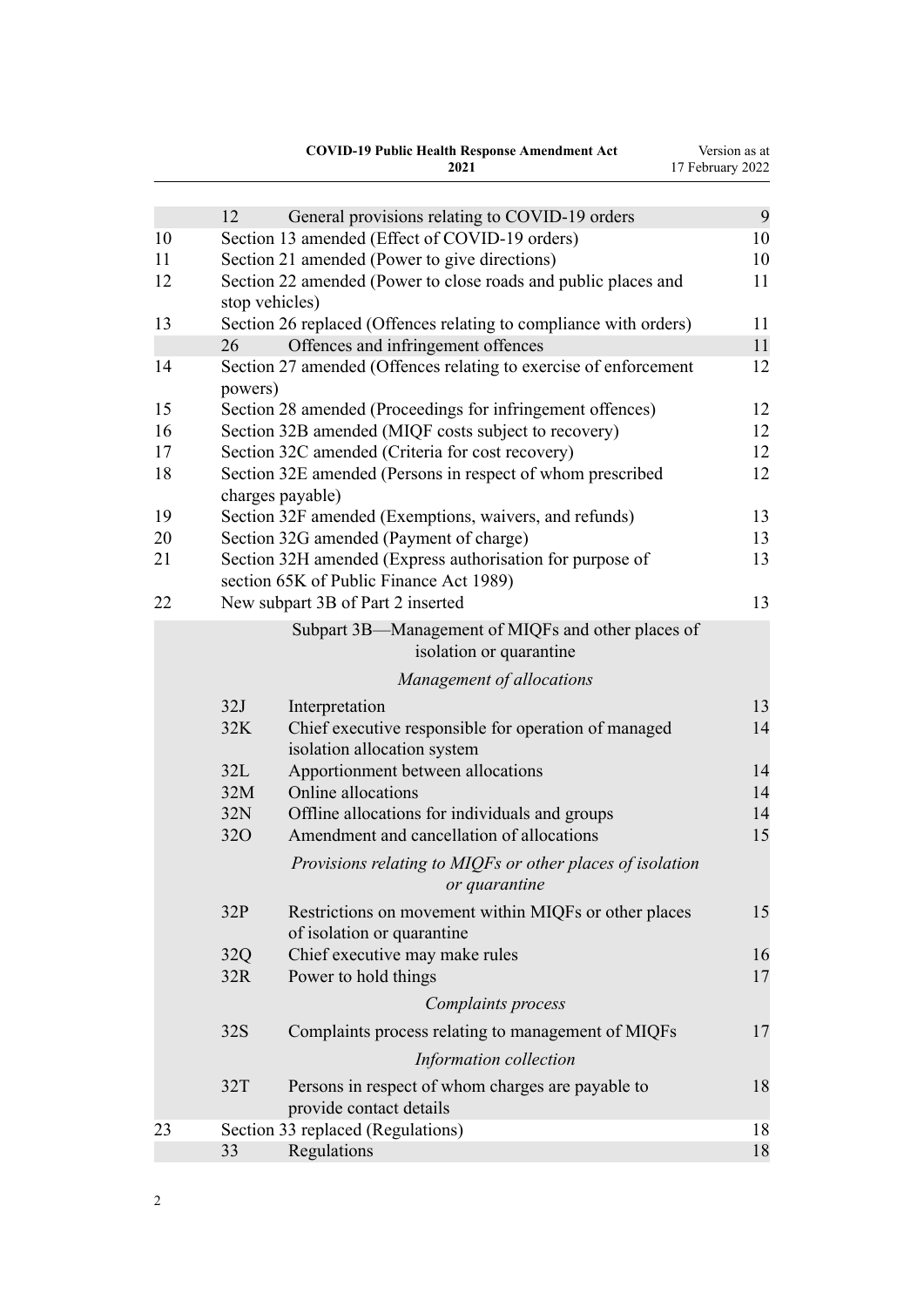| | | | |
|---|---|---|---|
| | 12 | General provisions relating to COVID-19 orders | 9 |
| 10 | | Section 13 amended (Effect of COVID-19 orders) | 10 |
| 11 | | Section 21 amended (Power to give directions) | 10 |
| 12 | | Section 22 amended (Power to close roads and public places and stop vehicles) | 11 |
| 13 | | Section 26 replaced (Offences relating to compliance with orders) | 11 |
| | 26 | Offences and infringement offences | 11 |
| 14 | | Section 27 amended (Offences relating to exercise of enforcement powers) | 12 |
| 15 | | Section 28 amended (Proceedings for infringement offences) | 12 |
| 16 | | Section 32B amended (MIQF costs subject to recovery) | 12 |
| 17 | | Section 32C amended (Criteria for cost recovery) | 12 |
| 18 | | Section 32E amended (Persons in respect of whom prescribed charges payable) | 12 |
| 19 | | Section 32F amended (Exemptions, waivers, and refunds) | 13 |
| 20 | | Section 32G amended (Payment of charge) | 13 |
| 21 | | Section 32H amended (Express authorisation for purpose of section 65K of Public Finance Act 1989) | 13 |
| 22 | | New subpart 3B of Part 2 inserted | 13 |
| | | Subpart 3B—Management of MIQFs and other places of isolation or quarantine | |
| | | *Management of allocations* | |
| | 32J | Interpretation | 13 |
| | 32K | Chief executive responsible for operation of managed isolation allocation system | 14 |
| | 32L | Apportionment between allocations | 14 |
| | 32M | Online allocations | 14 |
| | 32N | Offline allocations for individuals and groups | 14 |
| | 32O | Amendment and cancellation of allocations | 15 |
| | | *Provisions relating to MIQFs or other places of isolation or quarantine* | |
| | 32P | Restrictions on movement within MIQFs or other places of isolation or quarantine | 15 |
| | 32Q | Chief executive may make rules | 16 |
| | 32R | Power to hold things | 17 |
| | | *Complaints process* | |
| | 32S | Complaints process relating to management of MIQFs | 17 |
| | | *Information collection* | |
| | 32T | Persons in respect of whom charges are payable to provide contact details | 18 |
| 23 | | Section 33 replaced (Regulations) | 18 |
| | 33 | Regulations | 18 |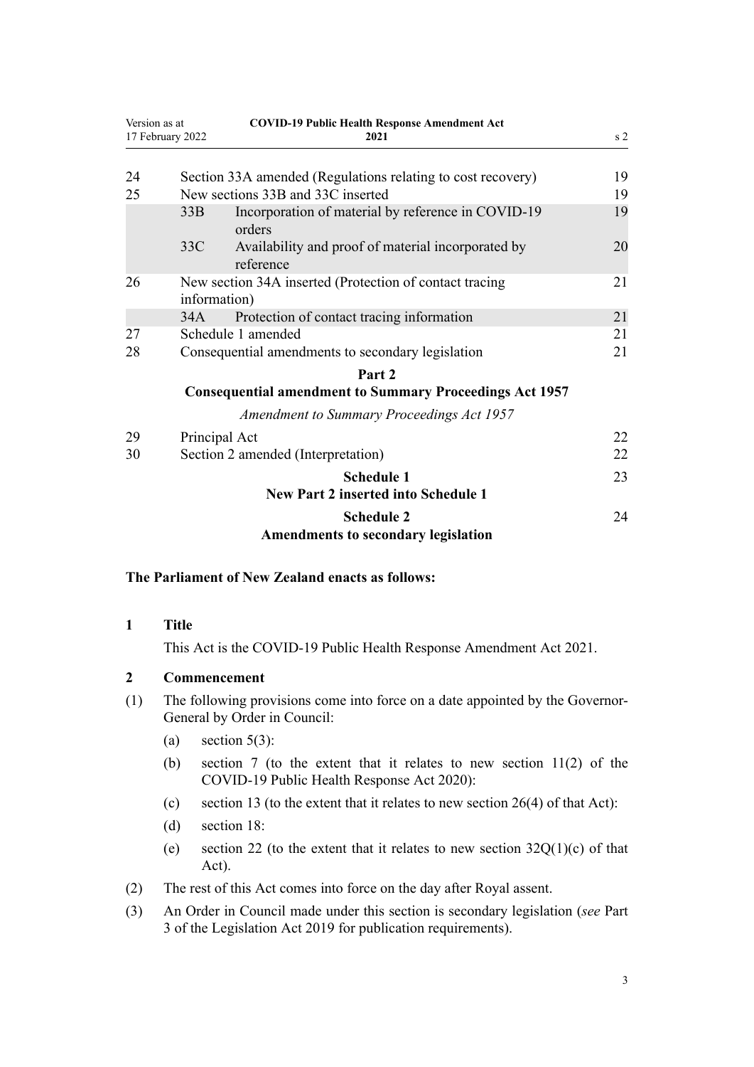| | | | |
|---|---|---|---|
| 24 | Section 33A amended (Regulations relating to cost recovery) | | 19 |
| 25 | New sections 33B and 33C inserted | | 19 |
| | 33B | Incorporation of material by reference in COVID-19 orders | 19 |
| | 33C | Availability and proof of material incorporated by reference | 20 |
| 26 | New section 34A inserted (Protection of contact tracing information) | | 21 |
| | 34A | Protection of contact tracing information | 21 |
| 27 | Schedule 1 amended | | 21 |
| 28 | Consequential amendments to secondary legislation | | 21 |

**Part 2**
**Consequential amendment to Summary Proceedings Act 1957**

*Amendment to Summary Proceedings Act 1957*

| | | |
|---|---|---|
| 29 | Principal Act | 22 |
| 30 | Section 2 amended (Interpretation) | 22 |
| | **Schedule 1** **New Part 2 inserted into Schedule 1** | 23 |
| | **Schedule 2** **Amendments to secondary legislation** | 24 |

**The Parliament of New Zealand enacts as follows:**

### 1 Title

This Act is the COVID-19 Public Health Response Amendment Act 2021.

### 2 Commencement

(1) The following provisions come into force on a date appointed by the Governor-General by Order in Council:

(a) section 5(3):

(b) section 7 (to the extent that it relates to new section 11(2) of the COVID-19 Public Health Response Act 2020):

(c) section 13 (to the extent that it relates to new section 26(4) of that Act):

(d) section 18:

(e) section 22 (to the extent that it relates to new section 32Q(1)(c) of that Act).

(2) The rest of this Act comes into force on the day after Royal assent.

(3) An Order in Council made under this section is secondary legislation (*see* Part 3 of the Legislation Act 2019 for publication requirements).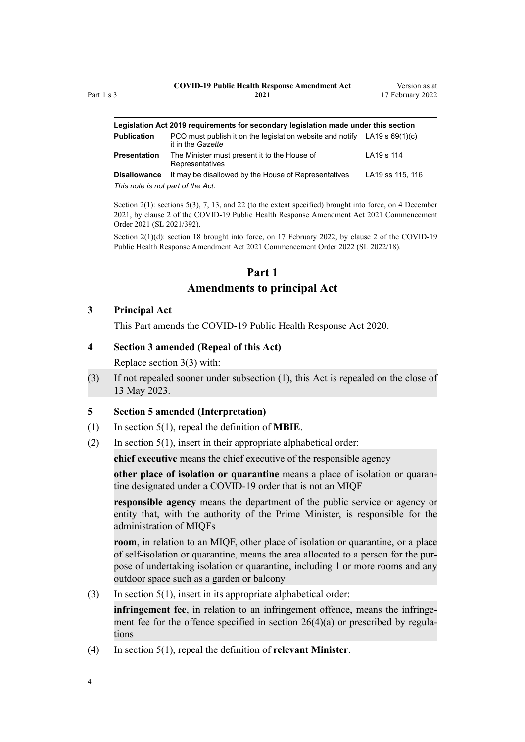| Legislation Act 2019 requirements for secondary legislation made under this section | | |
|---|---|---|
| **Publication** | PCO must publish it on the legislation website and notify it in the *Gazette* | LA19 s 69(1)(c) |
| **Presentation** | The Minister must present it to the House of Representatives | LA19 s 114 |
| **Disallowance** | It may be disallowed by the House of Representatives | LA19 ss 115, 116 |
| *This note is not part of the Act.* | | |

Section 2(1): sections 5(3), 7, 13, and 22 (to the extent specified) brought into force, on 4 December 2021, by clause 2 of the COVID-19 Public Health Response Amendment Act 2021 Commencement Order 2021 (SL 2021/392).

Section 2(1)(d): section 18 brought into force, on 17 February 2022, by clause 2 of the COVID-19 Public Health Response Amendment Act 2021 Commencement Order 2022 (SL 2022/18).

# Part 1
# Amendments to principal Act

### 3 Principal Act

This Part amends the COVID-19 Public Health Response Act 2020.

### 4 Section 3 amended (Repeal of this Act)

Replace section 3(3) with:

(3) If not repealed sooner under subsection (1), this Act is repealed on the close of 13 May 2023.

### 5 Section 5 amended (Interpretation)

(1) In section 5(1), repeal the definition of **MBIE**.

(2) In section 5(1), insert in their appropriate alphabetical order:

**chief executive** means the chief executive of the responsible agency

**other place of isolation or quarantine** means a place of isolation or quarantine designated under a COVID-19 order that is not an MIQF

**responsible agency** means the department of the public service or agency or entity that, with the authority of the Prime Minister, is responsible for the administration of MIQFs

**room**, in relation to an MIQF, other place of isolation or quarantine, or a place of self-isolation or quarantine, means the area allocated to a person for the purpose of undertaking isolation or quarantine, including 1 or more rooms and any outdoor space such as a garden or balcony

(3) In section 5(1), insert in its appropriate alphabetical order:

**infringement fee**, in relation to an infringement offence, means the infringement fee for the offence specified in section 26(4)(a) or prescribed by regulations

(4) In section 5(1), repeal the definition of **relevant Minister**.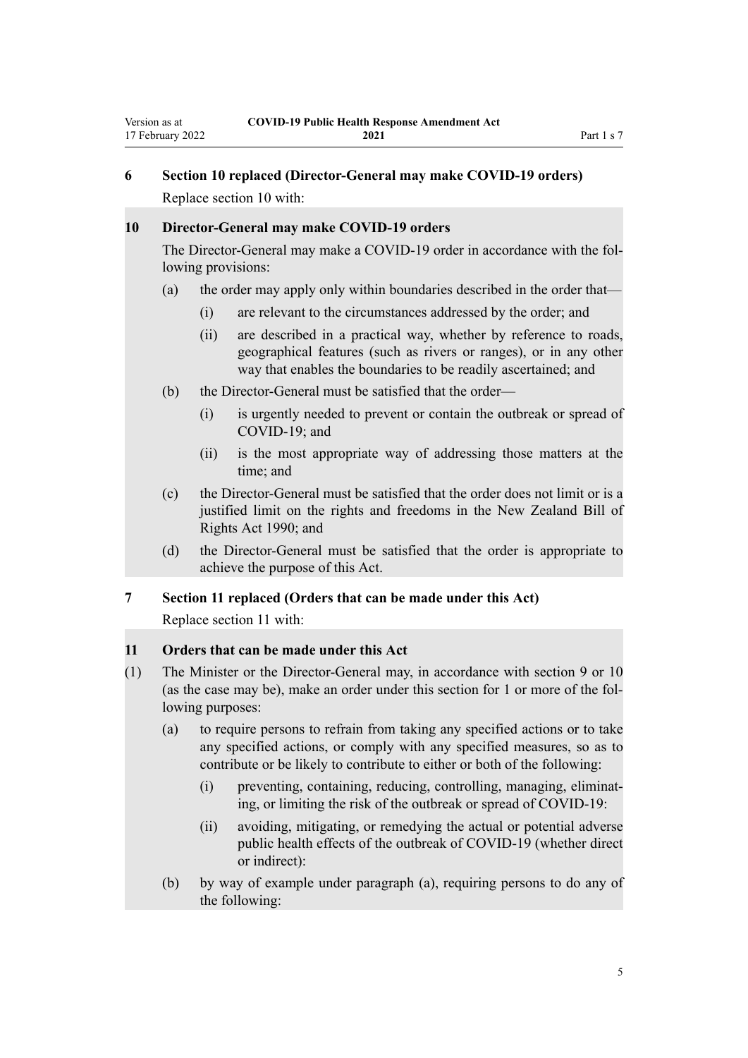### 6 Section 10 replaced (Director-General may make COVID-19 orders)

Replace section 10 with:

> **10 Director-General may make COVID-19 orders**
>
> The Director-General may make a COVID-19 order in accordance with the following provisions:
>
> (a) the order may apply only within boundaries described in the order that—
>
> (i) are relevant to the circumstances addressed by the order; and
>
> (ii) are described in a practical way, whether by reference to roads, geographical features (such as rivers or ranges), or in any other way that enables the boundaries to be readily ascertained; and
>
> (b) the Director-General must be satisfied that the order—
>
> (i) is urgently needed to prevent or contain the outbreak or spread of COVID-19; and
>
> (ii) is the most appropriate way of addressing those matters at the time; and
>
> (c) the Director-General must be satisfied that the order does not limit or is a justified limit on the rights and freedoms in the New Zealand Bill of Rights Act 1990; and
>
> (d) the Director-General must be satisfied that the order is appropriate to achieve the purpose of this Act.

### 7 Section 11 replaced (Orders that can be made under this Act)

Replace section 11 with:

> **11 Orders that can be made under this Act**
>
> (1) The Minister or the Director-General may, in accordance with section 9 or 10 (as the case may be), make an order under this section for 1 or more of the following purposes:
>
> (a) to require persons to refrain from taking any specified actions or to take any specified actions, or comply with any specified measures, so as to contribute or be likely to contribute to either or both of the following:
>
> (i) preventing, containing, reducing, controlling, managing, eliminating, or limiting the risk of the outbreak or spread of COVID-19:
>
> (ii) avoiding, mitigating, or remedying the actual or potential adverse public health effects of the outbreak of COVID-19 (whether direct or indirect):
>
> (b) by way of example under paragraph (a), requiring persons to do any of the following: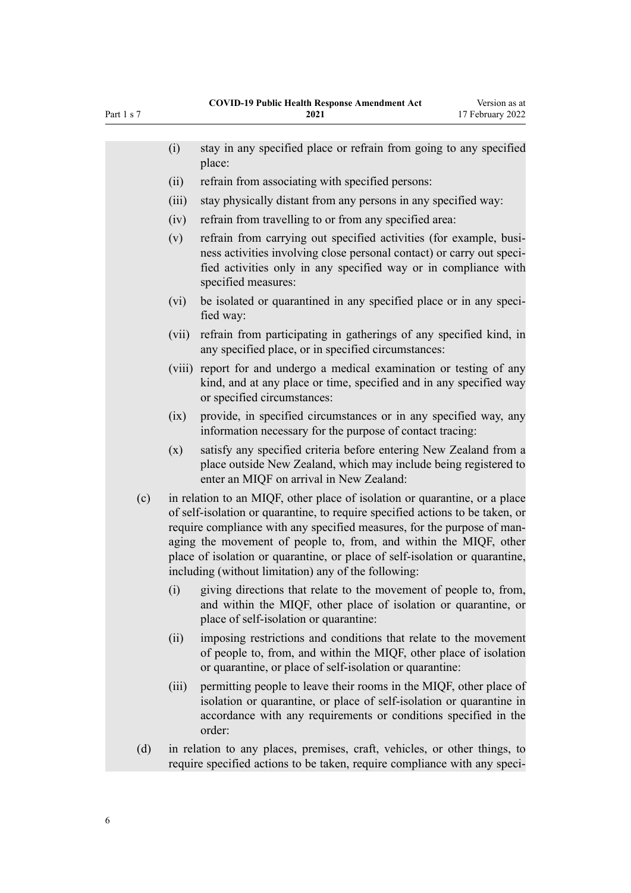(i) stay in any specified place or refrain from going to any specified place:

(ii) refrain from associating with specified persons:

(iii) stay physically distant from any persons in any specified way:

(iv) refrain from travelling to or from any specified area:

(v) refrain from carrying out specified activities (for example, business activities involving close personal contact) or carry out specified activities only in any specified way or in compliance with specified measures:

(vi) be isolated or quarantined in any specified place or in any specified way:

(vii) refrain from participating in gatherings of any specified kind, in any specified place, or in specified circumstances:

(viii) report for and undergo a medical examination or testing of any kind, and at any place or time, specified and in any specified way or specified circumstances:

(ix) provide, in specified circumstances or in any specified way, any information necessary for the purpose of contact tracing:

(x) satisfy any specified criteria before entering New Zealand from a place outside New Zealand, which may include being registered to enter an MIQF on arrival in New Zealand:

(c) in relation to an MIQF, other place of isolation or quarantine, or a place of self-isolation or quarantine, to require specified actions to be taken, or require compliance with any specified measures, for the purpose of managing the movement of people to, from, and within the MIQF, other place of isolation or quarantine, or place of self-isolation or quarantine, including (without limitation) any of the following:

(i) giving directions that relate to the movement of people to, from, and within the MIQF, other place of isolation or quarantine, or place of self-isolation or quarantine:

(ii) imposing restrictions and conditions that relate to the movement of people to, from, and within the MIQF, other place of isolation or quarantine, or place of self-isolation or quarantine:

(iii) permitting people to leave their rooms in the MIQF, other place of isolation or quarantine, or place of self-isolation or quarantine in accordance with any requirements or conditions specified in the order:

(d) in relation to any places, premises, craft, vehicles, or other things, to require specified actions to be taken, require compliance with any speci-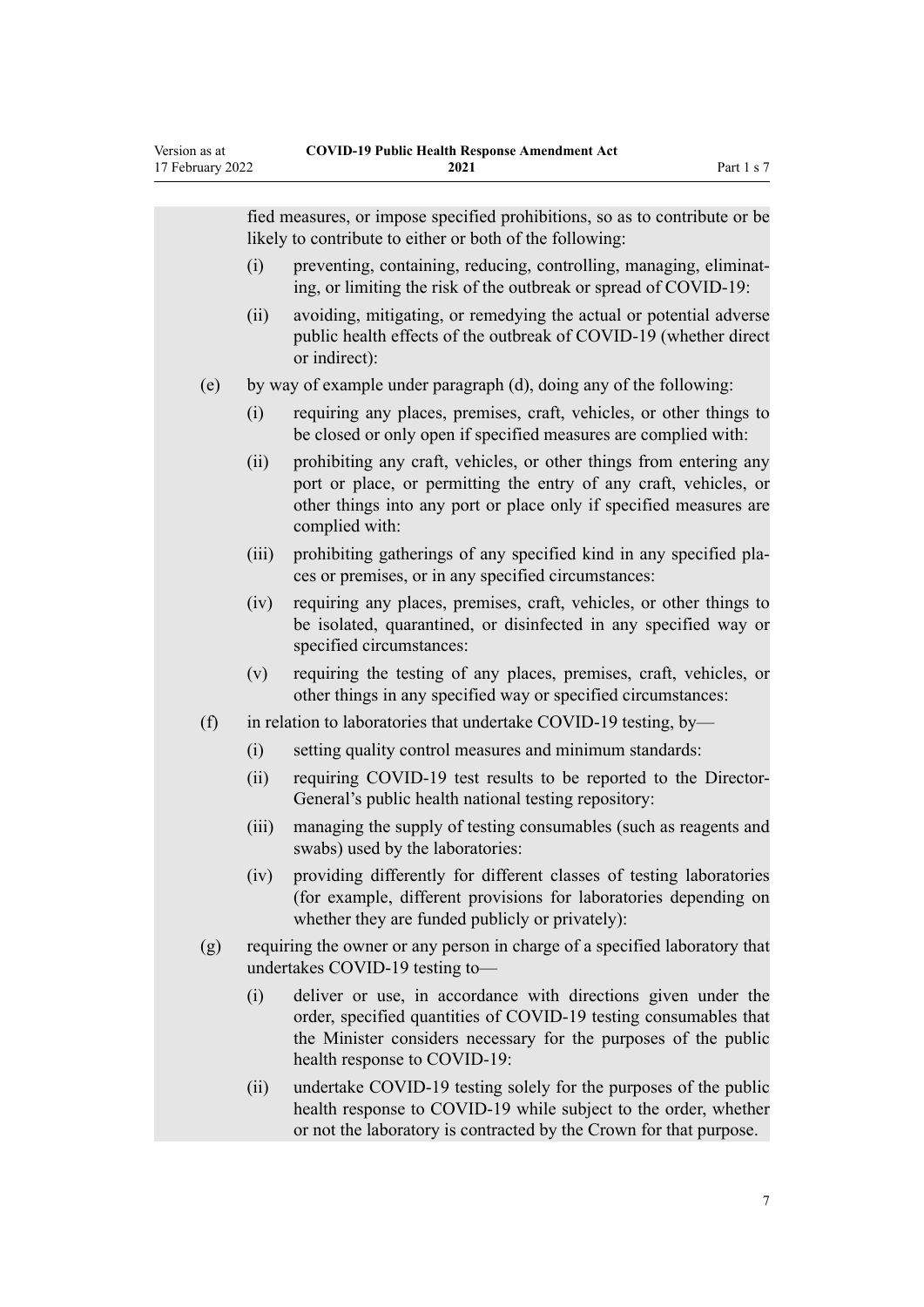fied measures, or impose specified prohibitions, so as to contribute or be likely to contribute to either or both of the following:

(i) preventing, containing, reducing, controlling, managing, eliminating, or limiting the risk of the outbreak or spread of COVID-19:

(ii) avoiding, mitigating, or remedying the actual or potential adverse public health effects of the outbreak of COVID-19 (whether direct or indirect):

(e) by way of example under paragraph (d), doing any of the following:

(i) requiring any places, premises, craft, vehicles, or other things to be closed or only open if specified measures are complied with:

(ii) prohibiting any craft, vehicles, or other things from entering any port or place, or permitting the entry of any craft, vehicles, or other things into any port or place only if specified measures are complied with:

(iii) prohibiting gatherings of any specified kind in any specified places or premises, or in any specified circumstances:

(iv) requiring any places, premises, craft, vehicles, or other things to be isolated, quarantined, or disinfected in any specified way or specified circumstances:

(v) requiring the testing of any places, premises, craft, vehicles, or other things in any specified way or specified circumstances:

(f) in relation to laboratories that undertake COVID-19 testing, by—

(i) setting quality control measures and minimum standards:

(ii) requiring COVID-19 test results to be reported to the Director-General's public health national testing repository:

(iii) managing the supply of testing consumables (such as reagents and swabs) used by the laboratories:

(iv) providing differently for different classes of testing laboratories (for example, different provisions for laboratories depending on whether they are funded publicly or privately):

(g) requiring the owner or any person in charge of a specified laboratory that undertakes COVID-19 testing to—

(i) deliver or use, in accordance with directions given under the order, specified quantities of COVID-19 testing consumables that the Minister considers necessary for the purposes of the public health response to COVID-19:

(ii) undertake COVID-19 testing solely for the purposes of the public health response to COVID-19 while subject to the order, whether or not the laboratory is contracted by the Crown for that purpose.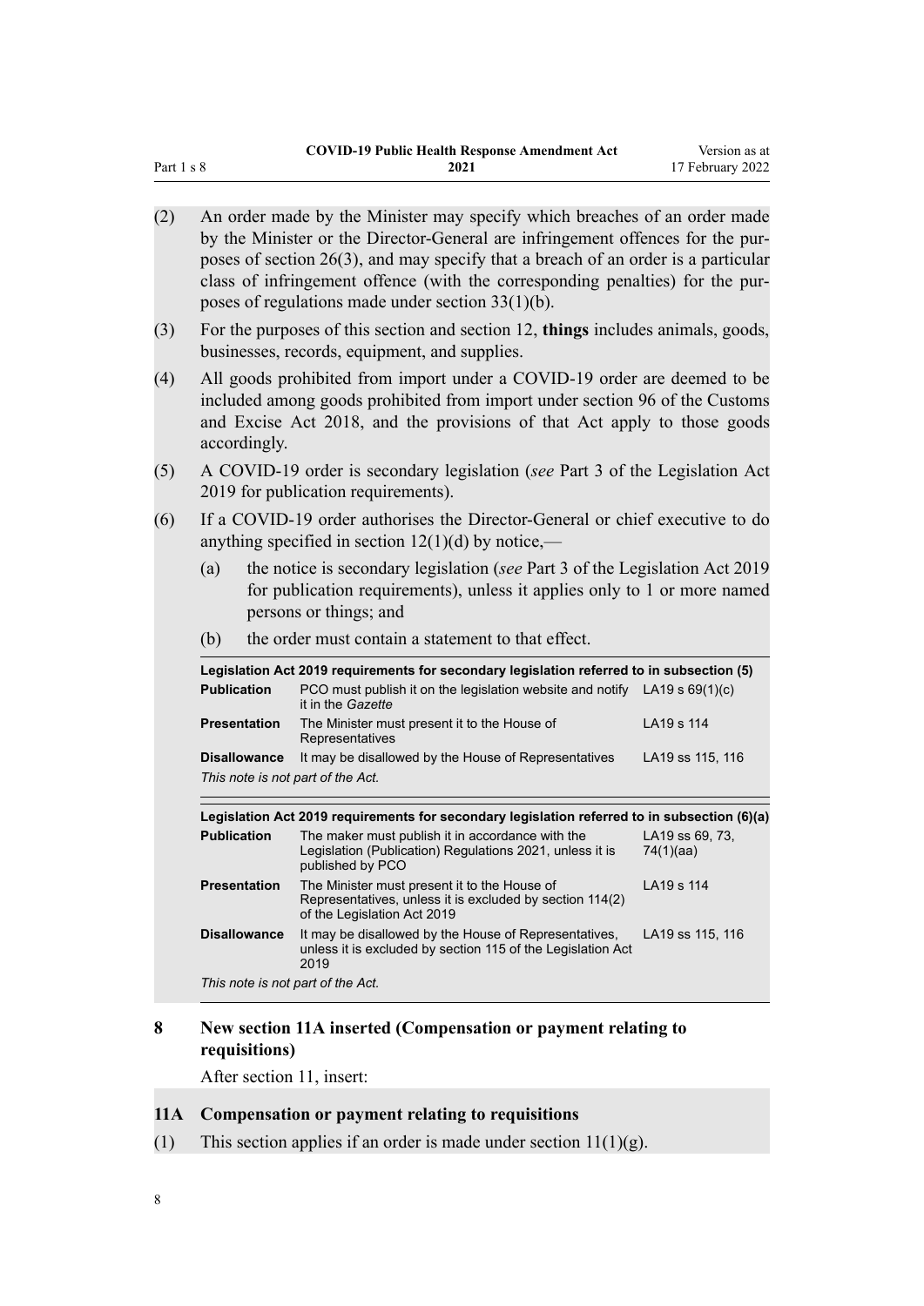(2) An order made by the Minister may specify which breaches of an order made by the Minister or the Director-General are infringement offences for the purposes of section 26(3), and may specify that a breach of an order is a particular class of infringement offence (with the corresponding penalties) for the purposes of regulations made under section 33(1)(b).

(3) For the purposes of this section and section 12, **things** includes animals, goods, businesses, records, equipment, and supplies.

(4) All goods prohibited from import under a COVID-19 order are deemed to be included among goods prohibited from import under section 96 of the Customs and Excise Act 2018, and the provisions of that Act apply to those goods accordingly.

(5) A COVID-19 order is secondary legislation (*see* Part 3 of the Legislation Act 2019 for publication requirements).

(6) If a COVID-19 order authorises the Director-General or chief executive to do anything specified in section 12(1)(d) by notice,—

(a) the notice is secondary legislation (*see* Part 3 of the Legislation Act 2019 for publication requirements), unless it applies only to 1 or more named persons or things; and

(b) the order must contain a statement to that effect.

**Legislation Act 2019 requirements for secondary legislation referred to in subsection (5)**

| | | |
|---|---|---|
| **Publication** | PCO must publish it on the legislation website and notify it in the *Gazette* | LA19 s 69(1)(c) |
| **Presentation** | The Minister must present it to the House of Representatives | LA19 s 114 |
| **Disallowance** | It may be disallowed by the House of Representatives | LA19 ss 115, 116 |

*This note is not part of the Act.*

**Legislation Act 2019 requirements for secondary legislation referred to in subsection (6)(a)**

| | | |
|---|---|---|
| **Publication** | The maker must publish it in accordance with the Legislation (Publication) Regulations 2021, unless it is published by PCO | LA19 ss 69, 73, 74(1)(aa) |
| **Presentation** | The Minister must present it to the House of Representatives, unless it is excluded by section 114(2) of the Legislation Act 2019 | LA19 s 114 |
| **Disallowance** | It may be disallowed by the House of Representatives, unless it is excluded by section 115 of the Legislation Act 2019 | LA19 ss 115, 116 |

*This note is not part of the Act.*

### 8 New section 11A inserted (Compensation or payment relating to requisitions)

After section 11, insert:

### 11A Compensation or payment relating to requisitions

(1) This section applies if an order is made under section 11(1)(g).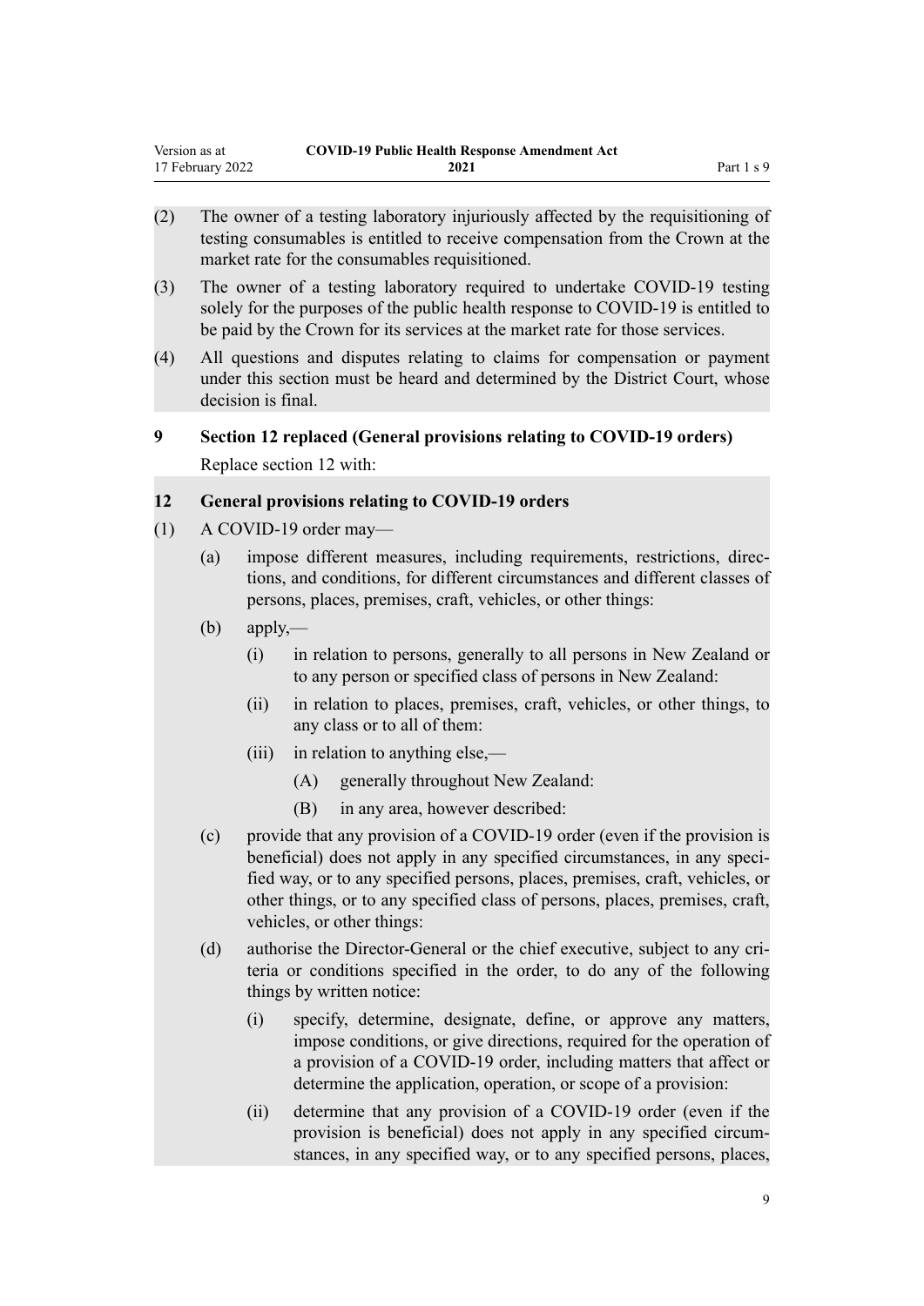(2) The owner of a testing laboratory injuriously affected by the requisitioning of testing consumables is entitled to receive compensation from the Crown at the market rate for the consumables requisitioned.

(3) The owner of a testing laboratory required to undertake COVID-19 testing solely for the purposes of the public health response to COVID-19 is entitled to be paid by the Crown for its services at the market rate for those services.

(4) All questions and disputes relating to claims for compensation or payment under this section must be heard and determined by the District Court, whose decision is final.

### 9 Section 12 replaced (General provisions relating to COVID-19 orders)

Replace section 12 with:

### 12 General provisions relating to COVID-19 orders

(1) A COVID-19 order may—

- (a) impose different measures, including requirements, restrictions, directions, and conditions, for different circumstances and different classes of persons, places, premises, craft, vehicles, or other things:
- (b) apply,—
  - (i) in relation to persons, generally to all persons in New Zealand or to any person or specified class of persons in New Zealand:
  - (ii) in relation to places, premises, craft, vehicles, or other things, to any class or to all of them:
  - (iii) in relation to anything else,—
    - (A) generally throughout New Zealand:
    - (B) in any area, however described:
- (c) provide that any provision of a COVID-19 order (even if the provision is beneficial) does not apply in any specified circumstances, in any specified way, or to any specified persons, places, premises, craft, vehicles, or other things, or to any specified class of persons, places, premises, craft, vehicles, or other things:
- (d) authorise the Director-General or the chief executive, subject to any criteria or conditions specified in the order, to do any of the following things by written notice:
  - (i) specify, determine, designate, define, or approve any matters, impose conditions, or give directions, required for the operation of a provision of a COVID-19 order, including matters that affect or determine the application, operation, or scope of a provision:
  - (ii) determine that any provision of a COVID-19 order (even if the provision is beneficial) does not apply in any specified circumstances, in any specified way, or to any specified persons, places,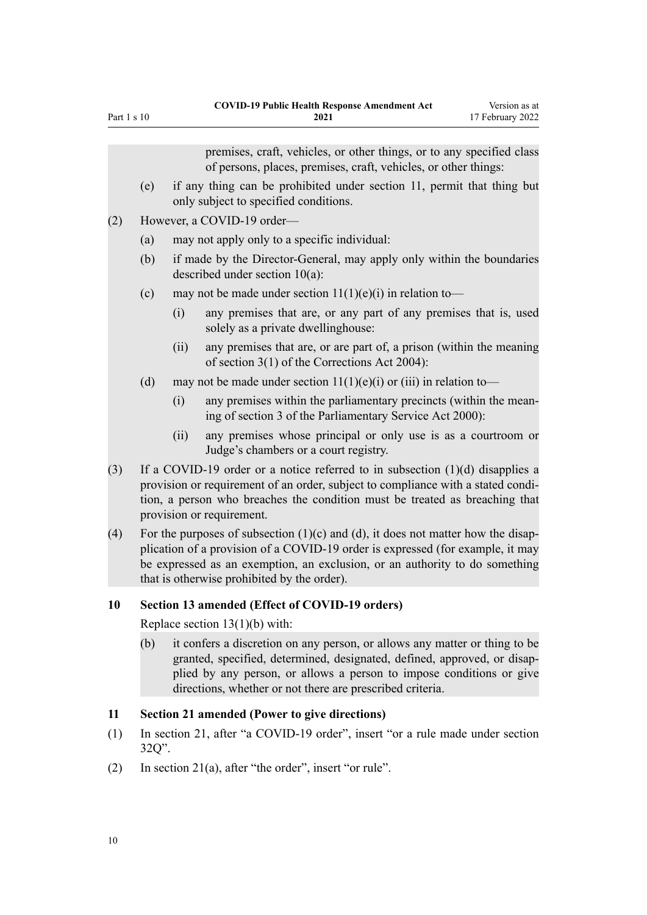premises, craft, vehicles, or other things, or to any specified class of persons, places, premises, craft, vehicles, or other things:

(e) if any thing can be prohibited under section 11, permit that thing but only subject to specified conditions.

(2) However, a COVID-19 order—

(a) may not apply only to a specific individual:

(b) if made by the Director-General, may apply only within the boundaries described under section 10(a):

(c) may not be made under section 11(1)(e)(i) in relation to—

(i) any premises that are, or any part of any premises that is, used solely as a private dwellinghouse:

(ii) any premises that are, or are part of, a prison (within the meaning of section 3(1) of the Corrections Act 2004):

(d) may not be made under section 11(1)(e)(i) or (iii) in relation to—

(i) any premises within the parliamentary precincts (within the meaning of section 3 of the Parliamentary Service Act 2000):

(ii) any premises whose principal or only use is as a courtroom or Judge's chambers or a court registry.

(3) If a COVID-19 order or a notice referred to in subsection (1)(d) disapplies a provision or requirement of an order, subject to compliance with a stated condition, a person who breaches the condition must be treated as breaching that provision or requirement.

(4) For the purposes of subsection (1)(c) and (d), it does not matter how the disapplication of a provision of a COVID-19 order is expressed (for example, it may be expressed as an exemption, an exclusion, or an authority to do something that is otherwise prohibited by the order).

### 10 Section 13 amended (Effect of COVID-19 orders)

Replace section 13(1)(b) with:

(b) it confers a discretion on any person, or allows any matter or thing to be granted, specified, determined, designated, defined, approved, or disapplied by any person, or allows a person to impose conditions or give directions, whether or not there are prescribed criteria.

### 11 Section 21 amended (Power to give directions)

(1) In section 21, after "a COVID-19 order", insert "or a rule made under section 32Q".

(2) In section 21(a), after "the order", insert "or rule".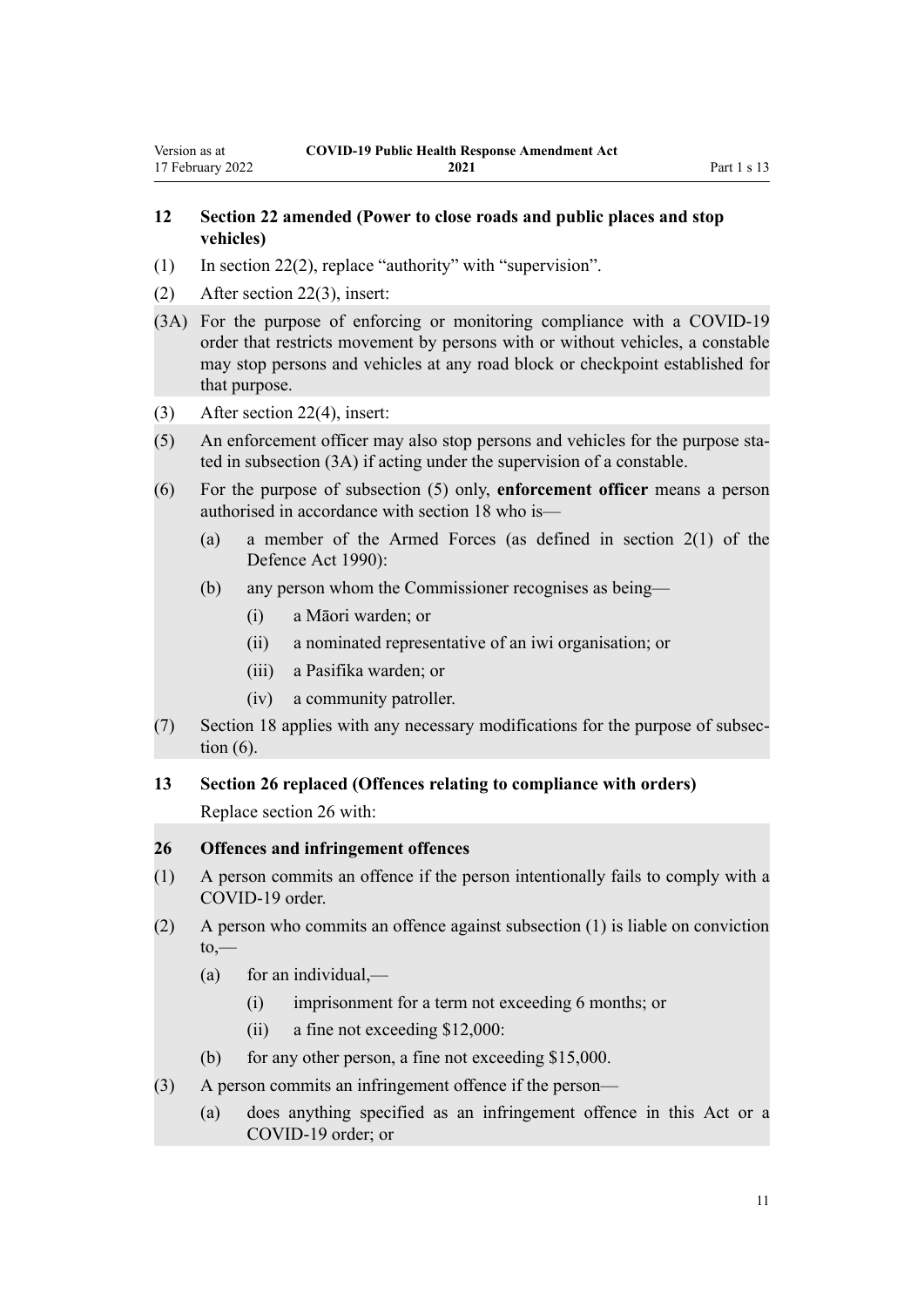### 12 Section 22 amended (Power to close roads and public places and stop vehicles)

(1) In section 22(2), replace "authority" with "supervision".

(2) After section 22(3), insert:

(3A) For the purpose of enforcing or monitoring compliance with a COVID-19 order that restricts movement by persons with or without vehicles, a constable may stop persons and vehicles at any road block or checkpoint established for that purpose.

(3) After section 22(4), insert:

(5) An enforcement officer may also stop persons and vehicles for the purpose stated in subsection (3A) if acting under the supervision of a constable.

(6) For the purpose of subsection (5) only, **enforcement officer** means a person authorised in accordance with section 18 who is—

- (a) a member of the Armed Forces (as defined in section 2(1) of the Defence Act 1990):
- (b) any person whom the Commissioner recognises as being—
  - (i) a Māori warden; or
  - (ii) a nominated representative of an iwi organisation; or
  - (iii) a Pasifika warden; or
  - (iv) a community patroller.

(7) Section 18 applies with any necessary modifications for the purpose of subsection (6).

### 13 Section 26 replaced (Offences relating to compliance with orders)

Replace section 26 with:

**26 Offences and infringement offences**

(1) A person commits an offence if the person intentionally fails to comply with a COVID-19 order.

(2) A person who commits an offence against subsection (1) is liable on conviction to,—

- (a) for an individual,—
  - (i) imprisonment for a term not exceeding 6 months; or
  - (ii) a fine not exceeding $12,000:
- (b) for any other person, a fine not exceeding $15,000.

(3) A person commits an infringement offence if the person—

- (a) does anything specified as an infringement offence in this Act or a COVID-19 order; or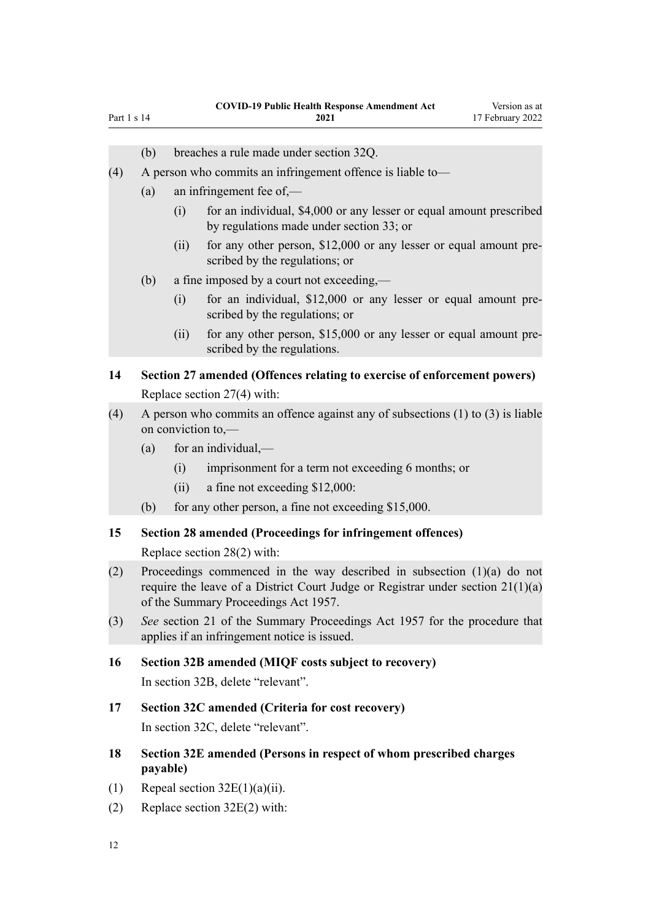(b) breaches a rule made under section 32Q.

(4) A person who commits an infringement offence is liable to—

(a) an infringement fee of,—

(i) for an individual, $4,000 or any lesser or equal amount prescribed by regulations made under section 33; or

(ii) for any other person, $12,000 or any lesser or equal amount prescribed by the regulations; or

(b) a fine imposed by a court not exceeding,—

(i) for an individual, $12,000 or any lesser or equal amount prescribed by the regulations; or

(ii) for any other person, $15,000 or any lesser or equal amount prescribed by the regulations.

### 14 Section 27 amended (Offences relating to exercise of enforcement powers)

Replace section 27(4) with:

(4) A person who commits an offence against any of subsections (1) to (3) is liable on conviction to,—

(a) for an individual,—

(i) imprisonment for a term not exceeding 6 months; or

(ii) a fine not exceeding $12,000:

(b) for any other person, a fine not exceeding $15,000.

### 15 Section 28 amended (Proceedings for infringement offences)

Replace section 28(2) with:

(2) Proceedings commenced in the way described in subsection (1)(a) do not require the leave of a District Court Judge or Registrar under section 21(1)(a) of the Summary Proceedings Act 1957.

(3) *See* section 21 of the Summary Proceedings Act 1957 for the procedure that applies if an infringement notice is issued.

### 16 Section 32B amended (MIQF costs subject to recovery)

In section 32B, delete "relevant".

### 17 Section 32C amended (Criteria for cost recovery)

In section 32C, delete "relevant".

### 18 Section 32E amended (Persons in respect of whom prescribed charges payable)

(1) Repeal section 32E(1)(a)(ii).

(2) Replace section 32E(2) with: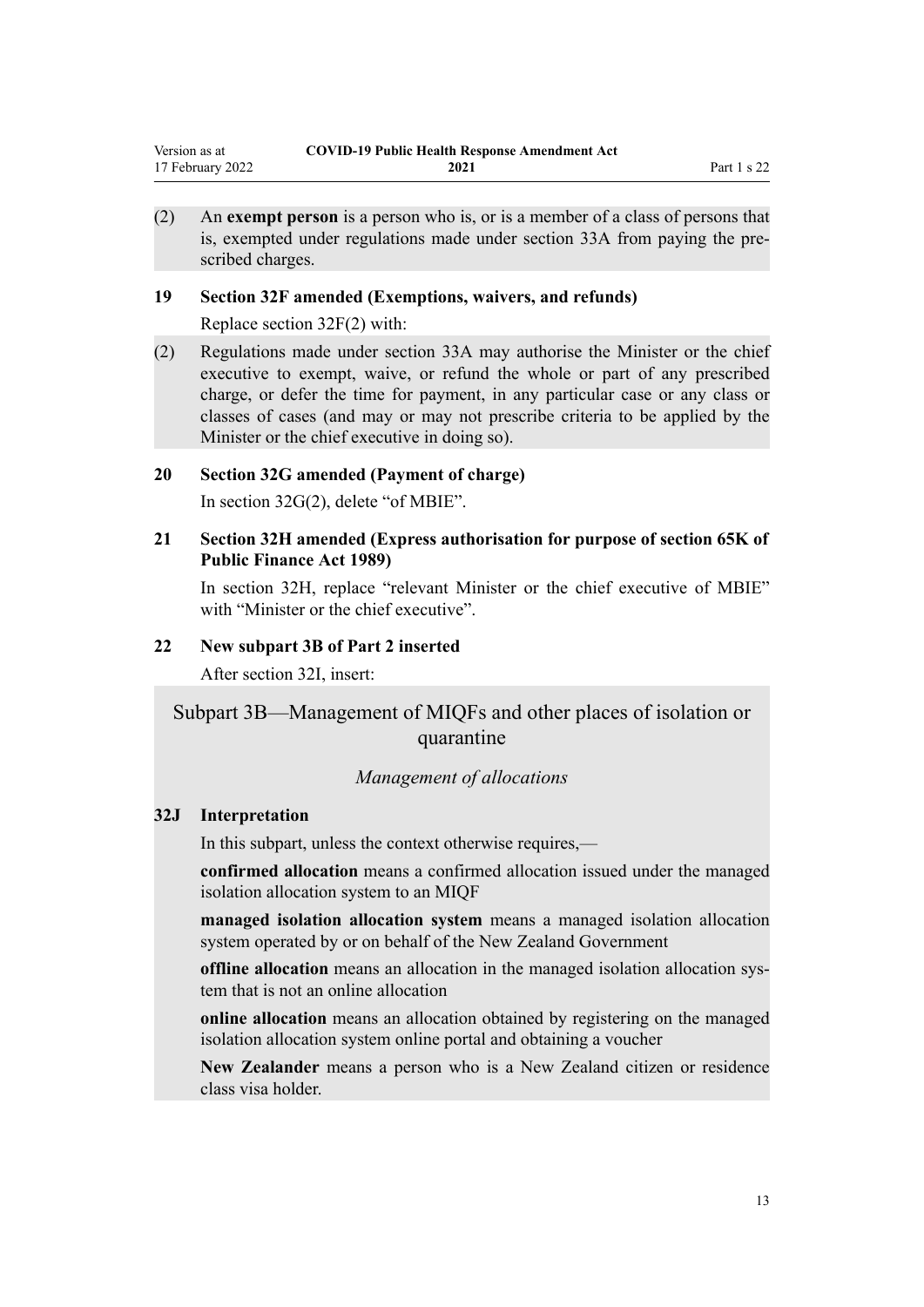(2) An **exempt person** is a person who is, or is a member of a class of persons that is, exempted under regulations made under section 33A from paying the prescribed charges.

**19 Section 32F amended (Exemptions, waivers, and refunds)**

Replace section 32F(2) with:

(2) Regulations made under section 33A may authorise the Minister or the chief executive to exempt, waive, or refund the whole or part of any prescribed charge, or defer the time for payment, in any particular case or any class or classes of cases (and may or may not prescribe criteria to be applied by the Minister or the chief executive in doing so).

**20 Section 32G amended (Payment of charge)**

In section 32G(2), delete "of MBIE".

**21 Section 32H amended (Express authorisation for purpose of section 65K of Public Finance Act 1989)**

In section 32H, replace "relevant Minister or the chief executive of MBIE" with "Minister or the chief executive".

**22 New subpart 3B of Part 2 inserted**

After section 32I, insert:

## Subpart 3B—Management of MIQFs and other places of isolation or quarantine

### *Management of allocations*

**32J Interpretation**

In this subpart, unless the context otherwise requires,—

**confirmed allocation** means a confirmed allocation issued under the managed isolation allocation system to an MIQF

**managed isolation allocation system** means a managed isolation allocation system operated by or on behalf of the New Zealand Government

**offline allocation** means an allocation in the managed isolation allocation system that is not an online allocation

**online allocation** means an allocation obtained by registering on the managed isolation allocation system online portal and obtaining a voucher

**New Zealander** means a person who is a New Zealand citizen or residence class visa holder.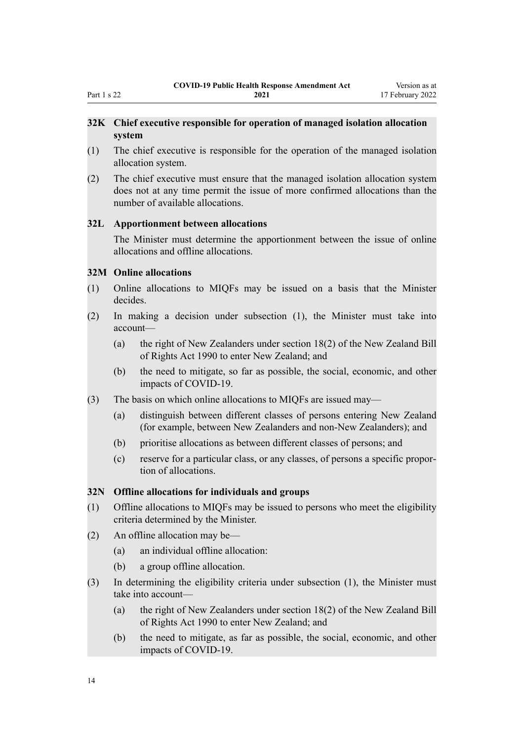### 32K Chief executive responsible for operation of managed isolation allocation system

(1) The chief executive is responsible for the operation of the managed isolation allocation system.

(2) The chief executive must ensure that the managed isolation allocation system does not at any time permit the issue of more confirmed allocations than the number of available allocations.

### 32L Apportionment between allocations

The Minister must determine the apportionment between the issue of online allocations and offline allocations.

### 32M Online allocations

(1) Online allocations to MIQFs may be issued on a basis that the Minister decides.

(2) In making a decision under subsection (1), the Minister must take into account—

  (a) the right of New Zealanders under section 18(2) of the New Zealand Bill of Rights Act 1990 to enter New Zealand; and

  (b) the need to mitigate, so far as possible, the social, economic, and other impacts of COVID-19.

(3) The basis on which online allocations to MIQFs are issued may—

  (a) distinguish between different classes of persons entering New Zealand (for example, between New Zealanders and non-New Zealanders); and

  (b) prioritise allocations as between different classes of persons; and

  (c) reserve for a particular class, or any classes, of persons a specific proportion of allocations.

### 32N Offline allocations for individuals and groups

(1) Offline allocations to MIQFs may be issued to persons who meet the eligibility criteria determined by the Minister.

(2) An offline allocation may be—

  (a) an individual offline allocation:

  (b) a group offline allocation.

(3) In determining the eligibility criteria under subsection (1), the Minister must take into account—

  (a) the right of New Zealanders under section 18(2) of the New Zealand Bill of Rights Act 1990 to enter New Zealand; and

  (b) the need to mitigate, as far as possible, the social, economic, and other impacts of COVID-19.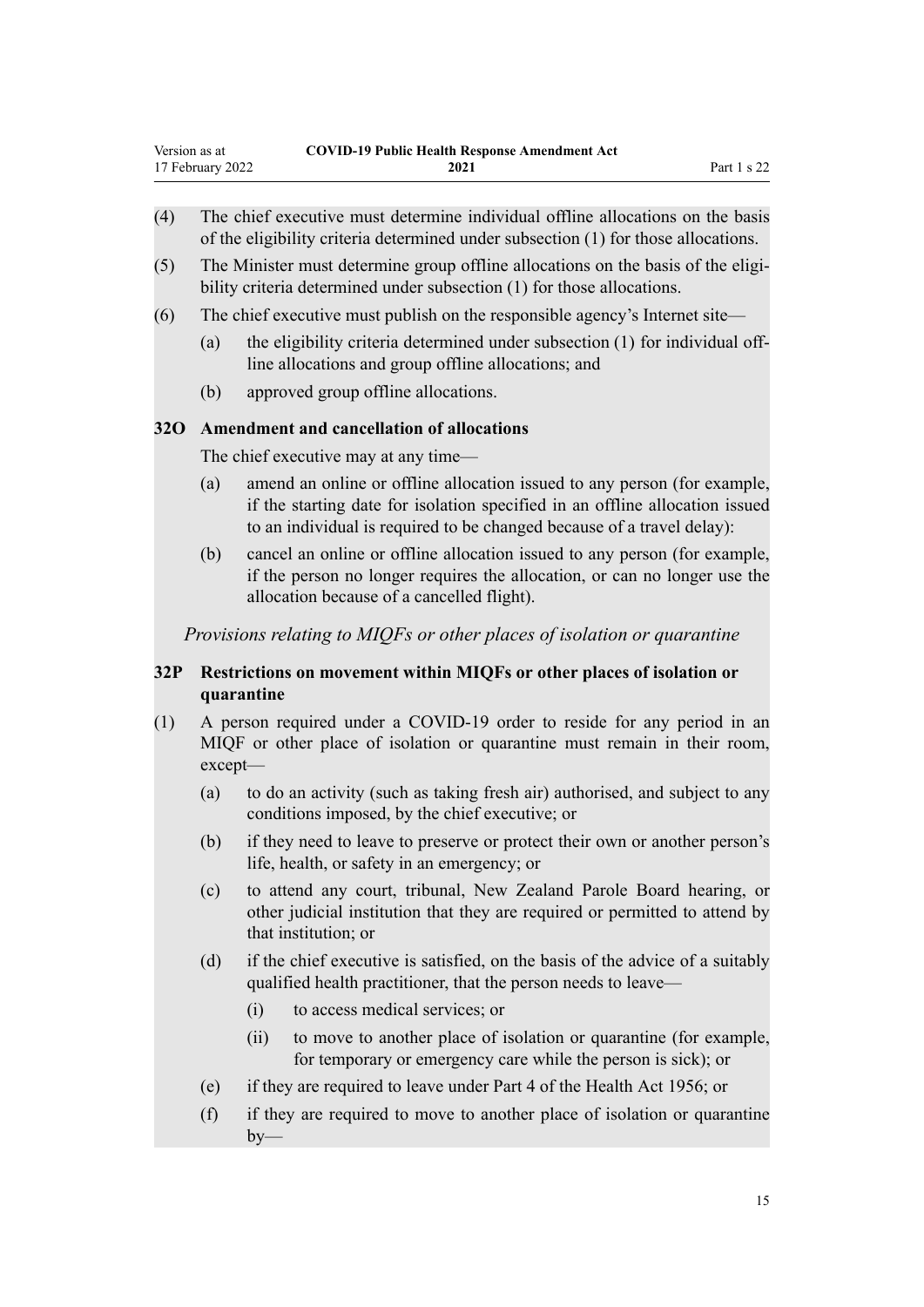(4) The chief executive must determine individual offline allocations on the basis of the eligibility criteria determined under subsection (1) for those allocations.

(5) The Minister must determine group offline allocations on the basis of the eligibility criteria determined under subsection (1) for those allocations.

(6) The chief executive must publish on the responsible agency's Internet site—

- (a) the eligibility criteria determined under subsection (1) for individual offline allocations and group offline allocations; and
- (b) approved group offline allocations.

**32O Amendment and cancellation of allocations**

The chief executive may at any time—

- (a) amend an online or offline allocation issued to any person (for example, if the starting date for isolation specified in an offline allocation issued to an individual is required to be changed because of a travel delay):
- (b) cancel an online or offline allocation issued to any person (for example, if the person no longer requires the allocation, or can no longer use the allocation because of a cancelled flight).

*Provisions relating to MIQFs or other places of isolation or quarantine*

**32P Restrictions on movement within MIQFs or other places of isolation or quarantine**

(1) A person required under a COVID-19 order to reside for any period in an MIQF or other place of isolation or quarantine must remain in their room, except—

- (a) to do an activity (such as taking fresh air) authorised, and subject to any conditions imposed, by the chief executive; or
- (b) if they need to leave to preserve or protect their own or another person's life, health, or safety in an emergency; or
- (c) to attend any court, tribunal, New Zealand Parole Board hearing, or other judicial institution that they are required or permitted to attend by that institution; or
- (d) if the chief executive is satisfied, on the basis of the advice of a suitably qualified health practitioner, that the person needs to leave—
  - (i) to access medical services; or
  - (ii) to move to another place of isolation or quarantine (for example, for temporary or emergency care while the person is sick); or
- (e) if they are required to leave under Part 4 of the Health Act 1956; or
- (f) if they are required to move to another place of isolation or quarantine by—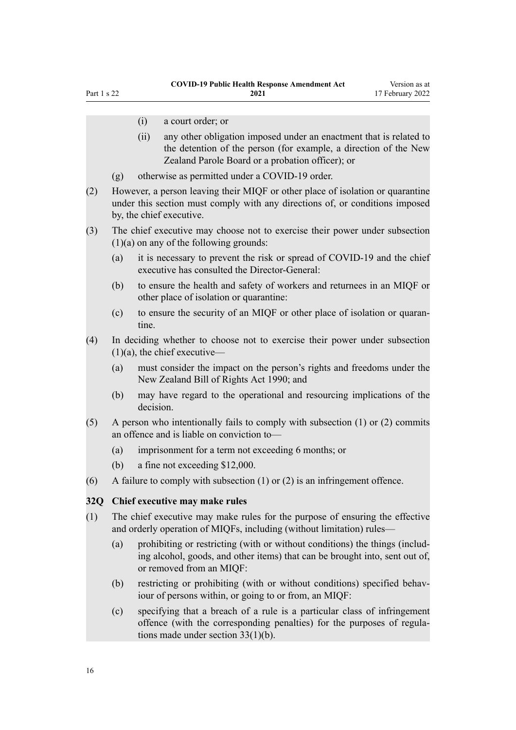(i) a court order; or

(ii) any other obligation imposed under an enactment that is related to the detention of the person (for example, a direction of the New Zealand Parole Board or a probation officer); or

(g) otherwise as permitted under a COVID-19 order.

(2) However, a person leaving their MIQF or other place of isolation or quarantine under this section must comply with any directions of, or conditions imposed by, the chief executive.

(3) The chief executive may choose not to exercise their power under subsection (1)(a) on any of the following grounds:

(a) it is necessary to prevent the risk or spread of COVID-19 and the chief executive has consulted the Director-General:

(b) to ensure the health and safety of workers and returnees in an MIQF or other place of isolation or quarantine:

(c) to ensure the security of an MIQF or other place of isolation or quarantine.

(4) In deciding whether to choose not to exercise their power under subsection (1)(a), the chief executive—

(a) must consider the impact on the person's rights and freedoms under the New Zealand Bill of Rights Act 1990; and

(b) may have regard to the operational and resourcing implications of the decision.

(5) A person who intentionally fails to comply with subsection (1) or (2) commits an offence and is liable on conviction to—

(a) imprisonment for a term not exceeding 6 months; or

(b) a fine not exceeding $12,000.

(6) A failure to comply with subsection (1) or (2) is an infringement offence.

### 32Q Chief executive may make rules

(1) The chief executive may make rules for the purpose of ensuring the effective and orderly operation of MIQFs, including (without limitation) rules—

(a) prohibiting or restricting (with or without conditions) the things (including alcohol, goods, and other items) that can be brought into, sent out of, or removed from an MIQF:

(b) restricting or prohibiting (with or without conditions) specified behaviour of persons within, or going to or from, an MIQF:

(c) specifying that a breach of a rule is a particular class of infringement offence (with the corresponding penalties) for the purposes of regulations made under section 33(1)(b).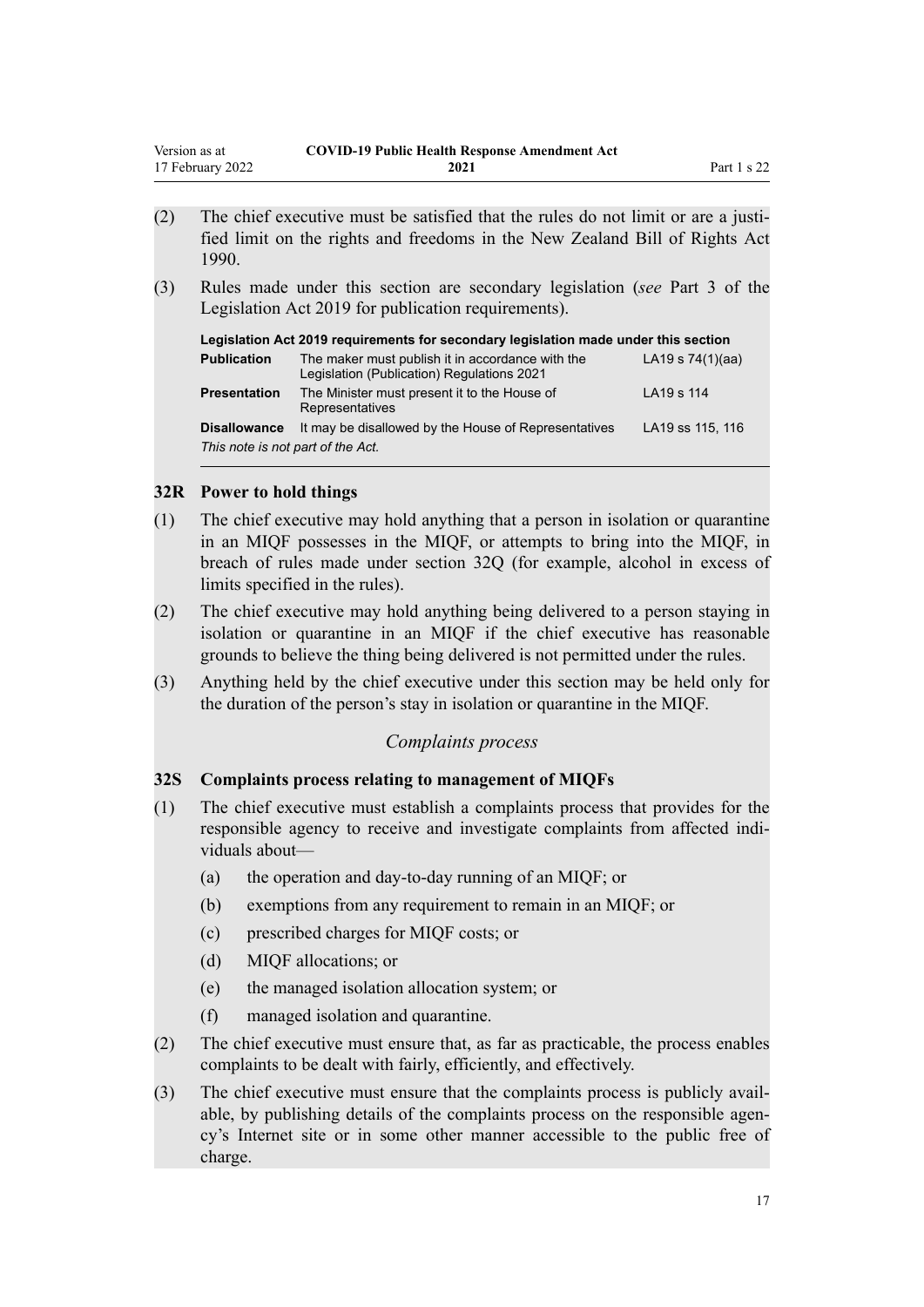(2) The chief executive must be satisfied that the rules do not limit or are a justified limit on the rights and freedoms in the New Zealand Bill of Rights Act 1990.

(3) Rules made under this section are secondary legislation (*see* Part 3 of the Legislation Act 2019 for publication requirements).

| **Legislation Act 2019 requirements for secondary legislation made under this section** | | |
|---|---|---|
| **Publication** | The maker must publish it in accordance with the Legislation (Publication) Regulations 2021 | LA19 s 74(1)(aa) |
| **Presentation** | The Minister must present it to the House of Representatives | LA19 s 114 |
| **Disallowance** | It may be disallowed by the House of Representatives | LA19 ss 115, 116 |

*This note is not part of the Act.*

### 32R Power to hold things

(1) The chief executive may hold anything that a person in isolation or quarantine in an MIQF possesses in the MIQF, or attempts to bring into the MIQF, in breach of rules made under section 32Q (for example, alcohol in excess of limits specified in the rules).

(2) The chief executive may hold anything being delivered to a person staying in isolation or quarantine in an MIQF if the chief executive has reasonable grounds to believe the thing being delivered is not permitted under the rules.

(3) Anything held by the chief executive under this section may be held only for the duration of the person's stay in isolation or quarantine in the MIQF.

## *Complaints process*

### 32S Complaints process relating to management of MIQFs

(1) The chief executive must establish a complaints process that provides for the responsible agency to receive and investigate complaints from affected individuals about—

- (a) the operation and day-to-day running of an MIQF; or
- (b) exemptions from any requirement to remain in an MIQF; or
- (c) prescribed charges for MIQF costs; or
- (d) MIQF allocations; or
- (e) the managed isolation allocation system; or
- (f) managed isolation and quarantine.

(2) The chief executive must ensure that, as far as practicable, the process enables complaints to be dealt with fairly, efficiently, and effectively.

(3) The chief executive must ensure that the complaints process is publicly available, by publishing details of the complaints process on the responsible agency's Internet site or in some other manner accessible to the public free of charge.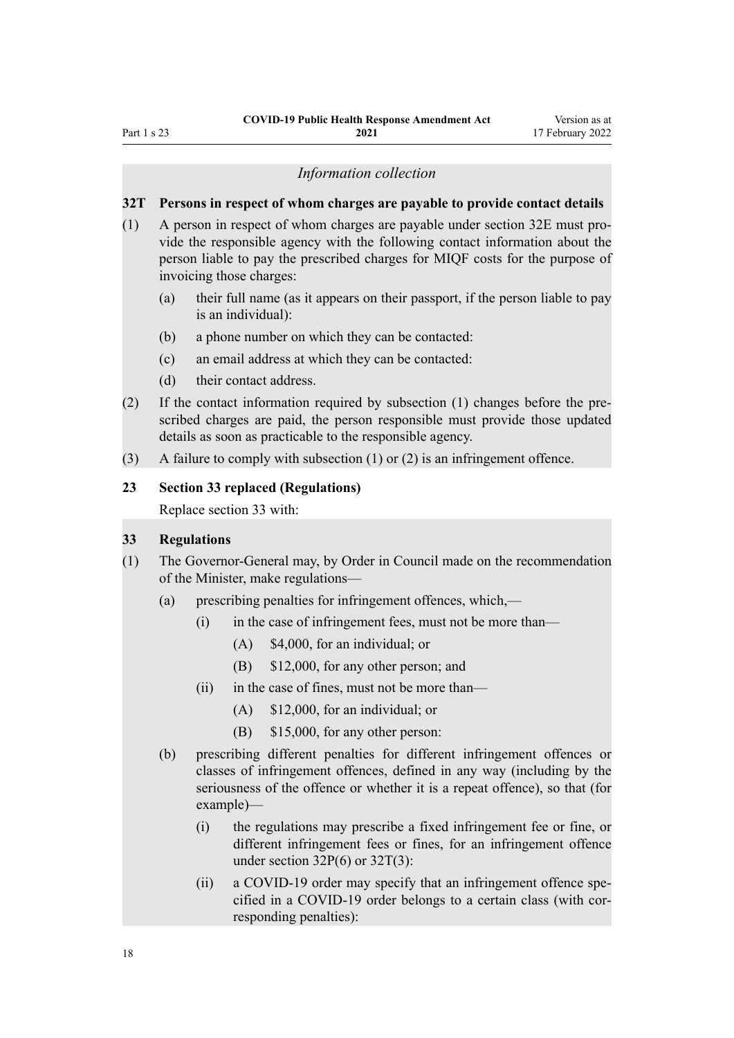*Information collection*

**32T Persons in respect of whom charges are payable to provide contact details**

(1) A person in respect of whom charges are payable under section 32E must provide the responsible agency with the following contact information about the person liable to pay the prescribed charges for MIQF costs for the purpose of invoicing those charges:

- (a) their full name (as it appears on their passport, if the person liable to pay is an individual):
- (b) a phone number on which they can be contacted:
- (c) an email address at which they can be contacted:
- (d) their contact address.

(2) If the contact information required by subsection (1) changes before the prescribed charges are paid, the person responsible must provide those updated details as soon as practicable to the responsible agency.

(3) A failure to comply with subsection (1) or (2) is an infringement offence.

**23 Section 33 replaced (Regulations)**

Replace section 33 with:

**33 Regulations**

(1) The Governor-General may, by Order in Council made on the recommendation of the Minister, make regulations—

- (a) prescribing penalties for infringement offences, which,—
  - (i) in the case of infringement fees, must not be more than—
    - (A) $4,000, for an individual; or
    - (B) $12,000, for any other person; and
  - (ii) in the case of fines, must not be more than—
    - (A) $12,000, for an individual; or
    - (B) $15,000, for any other person:
- (b) prescribing different penalties for different infringement offences or classes of infringement offences, defined in any way (including by the seriousness of the offence or whether it is a repeat offence), so that (for example)—
  - (i) the regulations may prescribe a fixed infringement fee or fine, or different infringement fees or fines, for an infringement offence under section 32P(6) or 32T(3):
  - (ii) a COVID-19 order may specify that an infringement offence specified in a COVID-19 order belongs to a certain class (with corresponding penalties):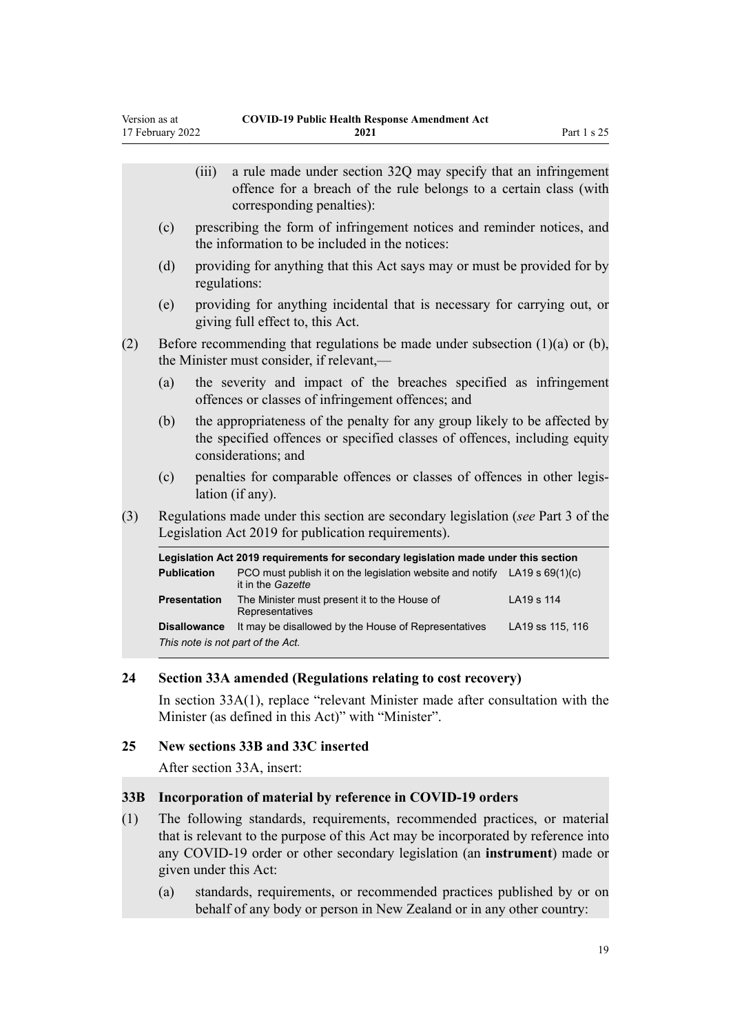(iii) a rule made under section 32Q may specify that an infringement offence for a breach of the rule belongs to a certain class (with corresponding penalties):

(c) prescribing the form of infringement notices and reminder notices, and the information to be included in the notices:

(d) providing for anything that this Act says may or must be provided for by regulations:

(e) providing for anything incidental that is necessary for carrying out, or giving full effect to, this Act.

(2) Before recommending that regulations be made under subsection (1)(a) or (b), the Minister must consider, if relevant,—

(a) the severity and impact of the breaches specified as infringement offences or classes of infringement offences; and

(b) the appropriateness of the penalty for any group likely to be affected by the specified offences or specified classes of offences, including equity considerations; and

(c) penalties for comparable offences or classes of offences in other legislation (if any).

(3) Regulations made under this section are secondary legislation (*see* Part 3 of the Legislation Act 2019 for publication requirements).

| **Legislation Act 2019 requirements for secondary legislation made under this section** | | |
|---|---|---|
| **Publication** | PCO must publish it on the legislation website and notify it in the *Gazette* | LA19 s 69(1)(c) |
| **Presentation** | The Minister must present it to the House of Representatives | LA19 s 114 |
| **Disallowance** | It may be disallowed by the House of Representatives | LA19 ss 115, 116 |

*This note is not part of the Act.*

### 24 Section 33A amended (Regulations relating to cost recovery)

In section 33A(1), replace “relevant Minister made after consultation with the Minister (as defined in this Act)” with “Minister”.

### 25 New sections 33B and 33C inserted

After section 33A, insert:

### 33B Incorporation of material by reference in COVID-19 orders

(1) The following standards, requirements, recommended practices, or material that is relevant to the purpose of this Act may be incorporated by reference into any COVID-19 order or other secondary legislation (an **instrument**) made or given under this Act:

(a) standards, requirements, or recommended practices published by or on behalf of any body or person in New Zealand or in any other country: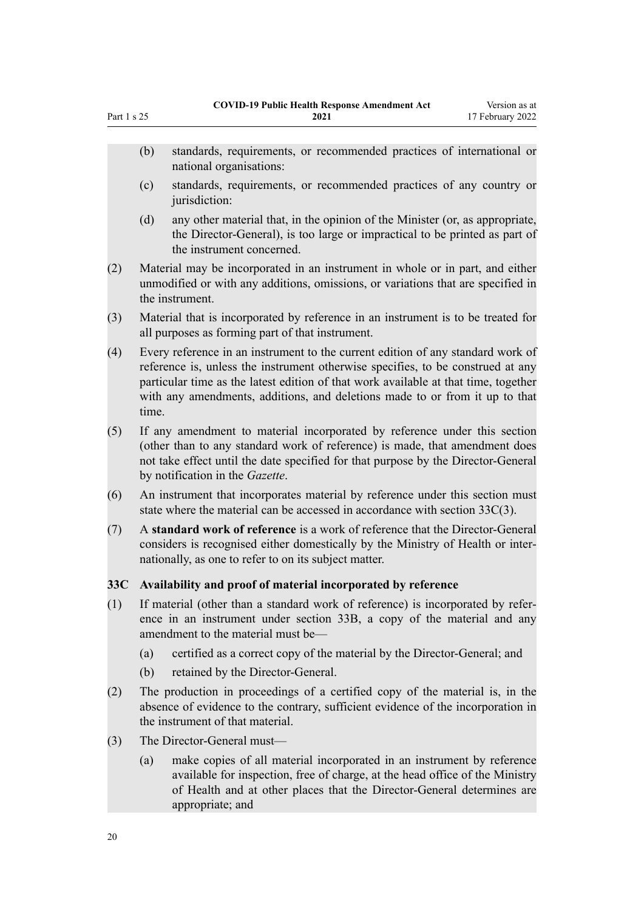(b) standards, requirements, or recommended practices of international or national organisations:

(c) standards, requirements, or recommended practices of any country or jurisdiction:

(d) any other material that, in the opinion of the Minister (or, as appropriate, the Director-General), is too large or impractical to be printed as part of the instrument concerned.

(2) Material may be incorporated in an instrument in whole or in part, and either unmodified or with any additions, omissions, or variations that are specified in the instrument.

(3) Material that is incorporated by reference in an instrument is to be treated for all purposes as forming part of that instrument.

(4) Every reference in an instrument to the current edition of any standard work of reference is, unless the instrument otherwise specifies, to be construed at any particular time as the latest edition of that work available at that time, together with any amendments, additions, and deletions made to or from it up to that time.

(5) If any amendment to material incorporated by reference under this section (other than to any standard work of reference) is made, that amendment does not take effect until the date specified for that purpose by the Director-General by notification in the *Gazette*.

(6) An instrument that incorporates material by reference under this section must state where the material can be accessed in accordance with section 33C(3).

(7) A **standard work of reference** is a work of reference that the Director-General considers is recognised either domestically by the Ministry of Health or internationally, as one to refer to on its subject matter.

**33C Availability and proof of material incorporated by reference**

(1) If material (other than a standard work of reference) is incorporated by reference in an instrument under section 33B, a copy of the material and any amendment to the material must be—

(a) certified as a correct copy of the material by the Director-General; and

(b) retained by the Director-General.

(2) The production in proceedings of a certified copy of the material is, in the absence of evidence to the contrary, sufficient evidence of the incorporation in the instrument of that material.

(3) The Director-General must—

(a) make copies of all material incorporated in an instrument by reference available for inspection, free of charge, at the head office of the Ministry of Health and at other places that the Director-General determines are appropriate; and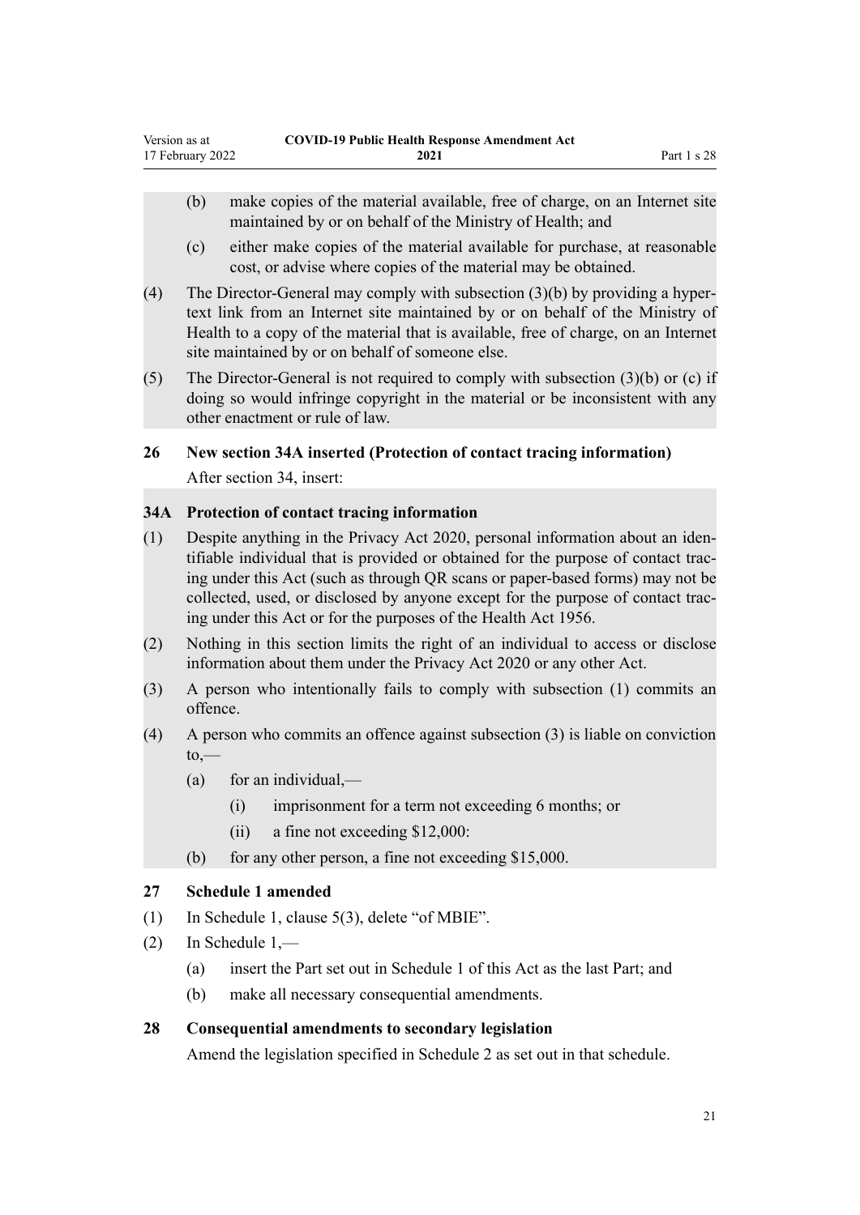(b) make copies of the material available, free of charge, on an Internet site maintained by or on behalf of the Ministry of Health; and

(c) either make copies of the material available for purchase, at reasonable cost, or advise where copies of the material may be obtained.

(4) The Director-General may comply with subsection (3)(b) by providing a hypertext link from an Internet site maintained by or on behalf of the Ministry of Health to a copy of the material that is available, free of charge, on an Internet site maintained by or on behalf of someone else.

(5) The Director-General is not required to comply with subsection (3)(b) or (c) if doing so would infringe copyright in the material or be inconsistent with any other enactment or rule of law.

### 26 New section 34A inserted (Protection of contact tracing information)

After section 34, insert:

### 34A Protection of contact tracing information

(1) Despite anything in the Privacy Act 2020, personal information about an identifiable individual that is provided or obtained for the purpose of contact tracing under this Act (such as through QR scans or paper-based forms) may not be collected, used, or disclosed by anyone except for the purpose of contact tracing under this Act or for the purposes of the Health Act 1956.

(2) Nothing in this section limits the right of an individual to access or disclose information about them under the Privacy Act 2020 or any other Act.

(3) A person who intentionally fails to comply with subsection (1) commits an offence.

(4) A person who commits an offence against subsection (3) is liable on conviction to,—

(a) for an individual,—

(i) imprisonment for a term not exceeding 6 months; or

(ii) a fine not exceeding $12,000:

(b) for any other person, a fine not exceeding $15,000.

### 27 Schedule 1 amended

(1) In Schedule 1, clause 5(3), delete "of MBIE".

(2) In Schedule 1,—

(a) insert the Part set out in Schedule 1 of this Act as the last Part; and

(b) make all necessary consequential amendments.

### 28 Consequential amendments to secondary legislation

Amend the legislation specified in Schedule 2 as set out in that schedule.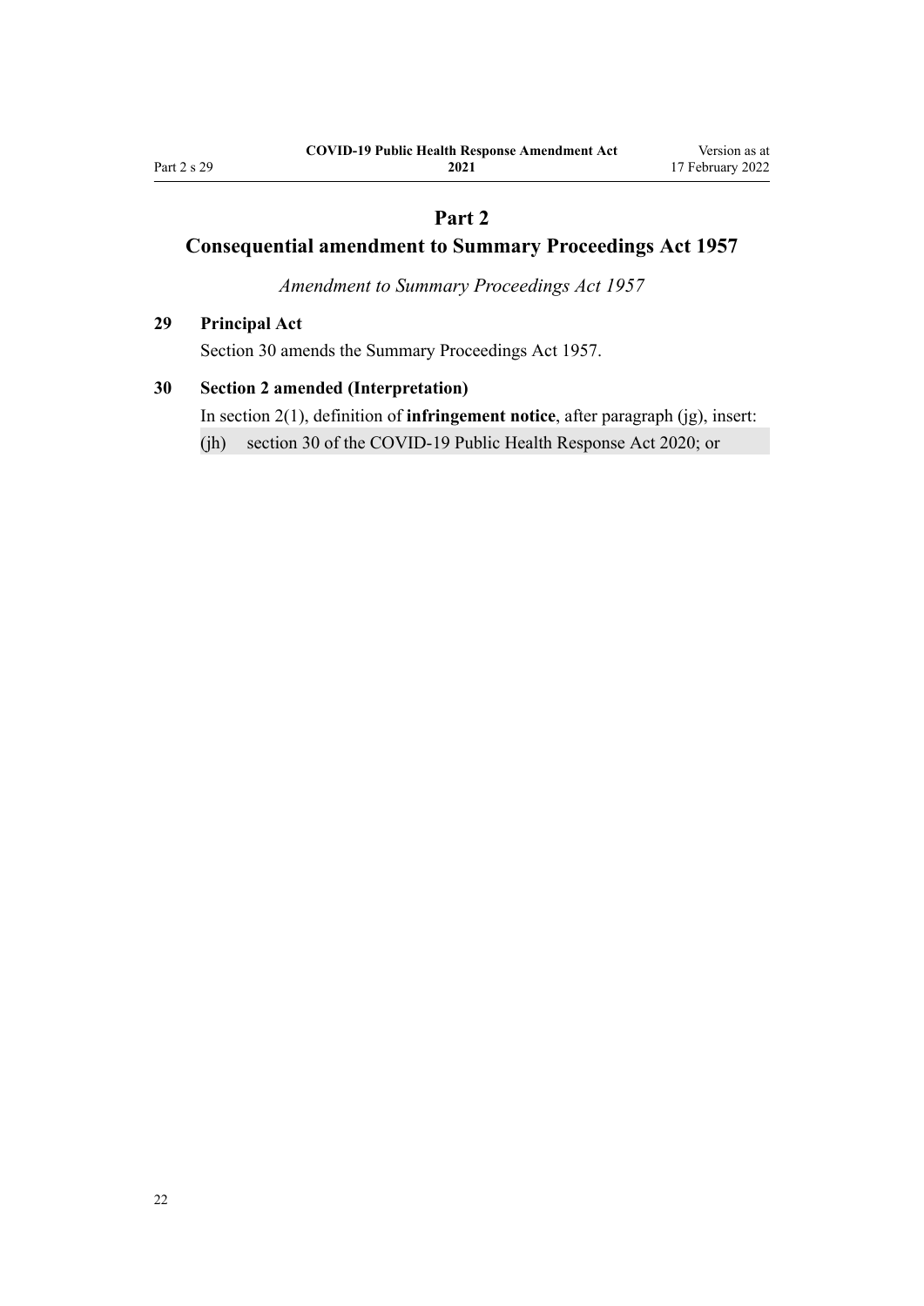# Part 2

# Consequential amendment to Summary Proceedings Act 1957

*Amendment to Summary Proceedings Act 1957*

### 29 Principal Act

Section 30 amends the Summary Proceedings Act 1957.

### 30 Section 2 amended (Interpretation)

In section 2(1), definition of **infringement notice**, after paragraph (jg), insert:

(jh) section 30 of the COVID-19 Public Health Response Act 2020; or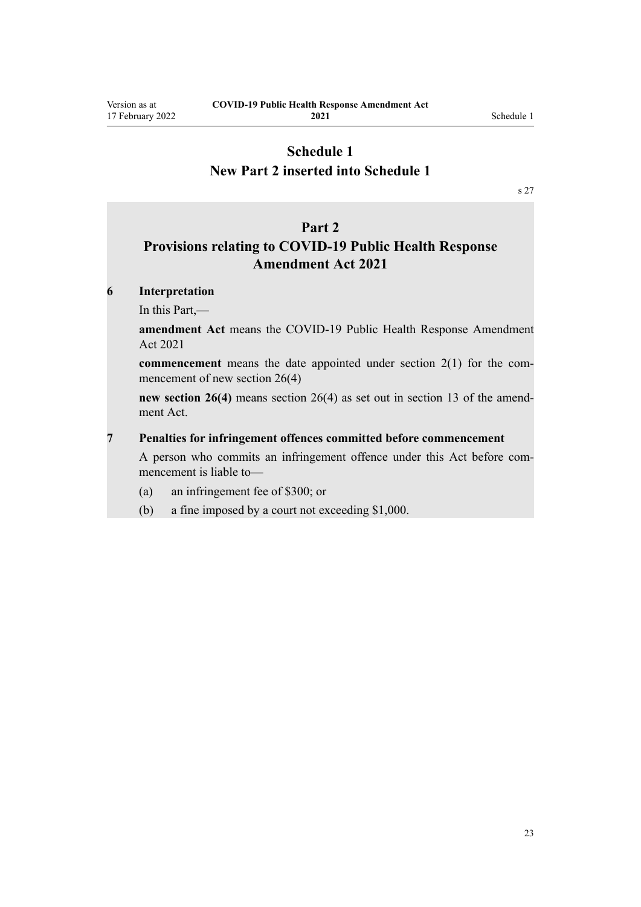# Schedule 1
## New Part 2 inserted into Schedule 1

s 27

## Part 2
## Provisions relating to COVID-19 Public Health Response Amendment Act 2021

**6 Interpretation**

In this Part,—

**amendment Act** means the COVID-19 Public Health Response Amendment Act 2021

**commencement** means the date appointed under section 2(1) for the commencement of new section 26(4)

**new section 26(4)** means section 26(4) as set out in section 13 of the amendment Act.

**7 Penalties for infringement offences committed before commencement**

A person who commits an infringement offence under this Act before commencement is liable to—

(a) an infringement fee of $300; or

(b) a fine imposed by a court not exceeding $1,000.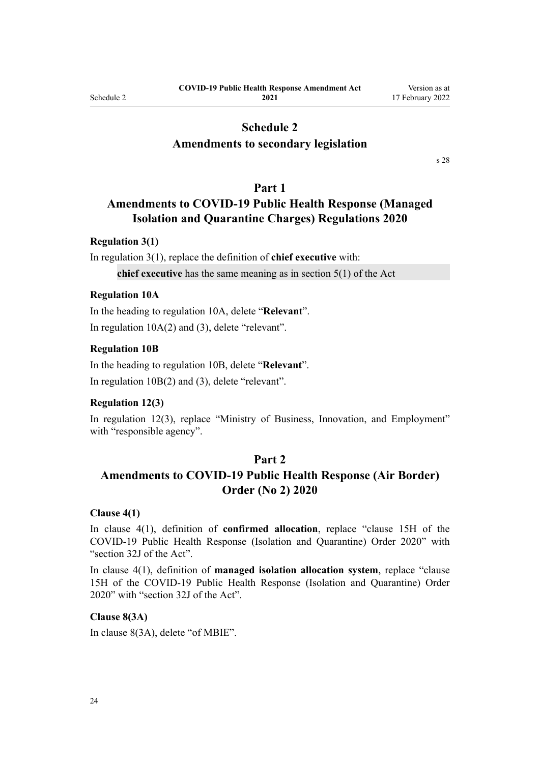# Schedule 2
## Amendments to secondary legislation

s 28

## Part 1
## Amendments to COVID-19 Public Health Response (Managed Isolation and Quarantine Charges) Regulations 2020

**Regulation 3(1)**

In regulation 3(1), replace the definition of **chief executive** with:

> **chief executive** has the same meaning as in section 5(1) of the Act

**Regulation 10A**

In the heading to regulation 10A, delete "**Relevant**".

In regulation 10A(2) and (3), delete "relevant".

**Regulation 10B**

In the heading to regulation 10B, delete "**Relevant**".

In regulation 10B(2) and (3), delete "relevant".

**Regulation 12(3)**

In regulation 12(3), replace "Ministry of Business, Innovation, and Employment" with "responsible agency".

## Part 2
## Amendments to COVID-19 Public Health Response (Air Border) Order (No 2) 2020

**Clause 4(1)**

In clause 4(1), definition of **confirmed allocation**, replace "clause 15H of the COVID-19 Public Health Response (Isolation and Quarantine) Order 2020" with "section 32J of the Act".

In clause 4(1), definition of **managed isolation allocation system**, replace "clause 15H of the COVID-19 Public Health Response (Isolation and Quarantine) Order 2020" with "section 32J of the Act".

**Clause 8(3A)**

In clause 8(3A), delete "of MBIE".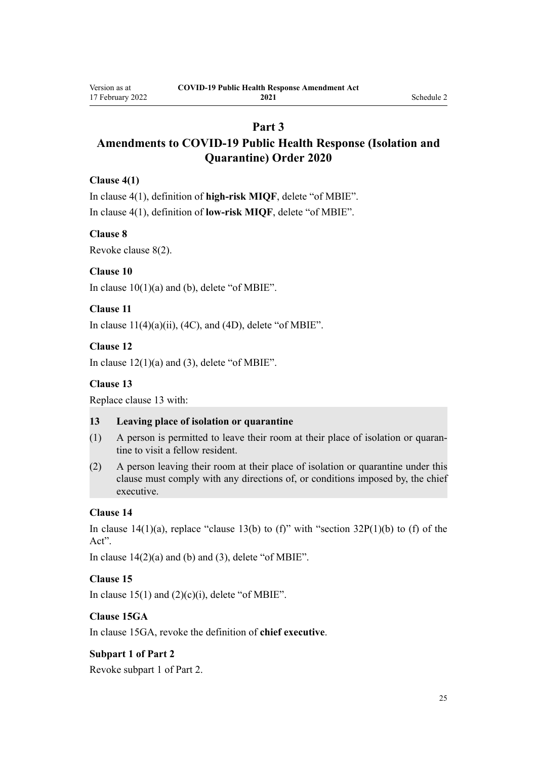## Part 3

## Amendments to COVID-19 Public Health Response (Isolation and Quarantine) Order 2020

### Clause 4(1)

In clause 4(1), definition of **high-risk MIQF**, delete "of MBIE".

In clause 4(1), definition of **low-risk MIQF**, delete "of MBIE".

### Clause 8

Revoke clause 8(2).

### Clause 10

In clause 10(1)(a) and (b), delete "of MBIE".

### Clause 11

In clause 11(4)(a)(ii), (4C), and (4D), delete "of MBIE".

### Clause 12

In clause 12(1)(a) and (3), delete "of MBIE".

### Clause 13

Replace clause 13 with:

> **13 Leaving place of isolation or quarantine**
>
> (1) A person is permitted to leave their room at their place of isolation or quarantine to visit a fellow resident.
>
> (2) A person leaving their room at their place of isolation or quarantine under this clause must comply with any directions of, or conditions imposed by, the chief executive.

### Clause 14

In clause 14(1)(a), replace "clause 13(b) to (f)" with "section 32P(1)(b) to (f) of the Act".

In clause 14(2)(a) and (b) and (3), delete "of MBIE".

### Clause 15

In clause 15(1) and (2)(c)(i), delete "of MBIE".

### Clause 15GA

In clause 15GA, revoke the definition of **chief executive**.

### Subpart 1 of Part 2

Revoke subpart 1 of Part 2.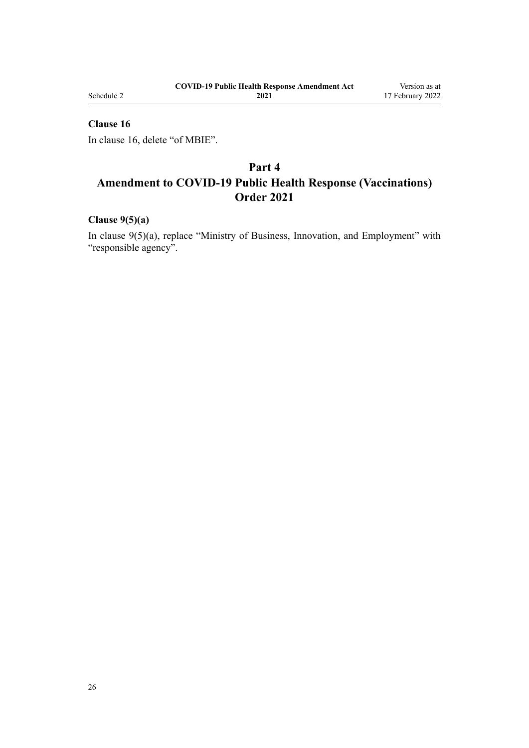#### Clause 16

In clause 16, delete "of MBIE".

## Part 4
## Amendment to COVID-19 Public Health Response (Vaccinations) Order 2021

#### Clause 9(5)(a)

In clause 9(5)(a), replace "Ministry of Business, Innovation, and Employment" with "responsible agency".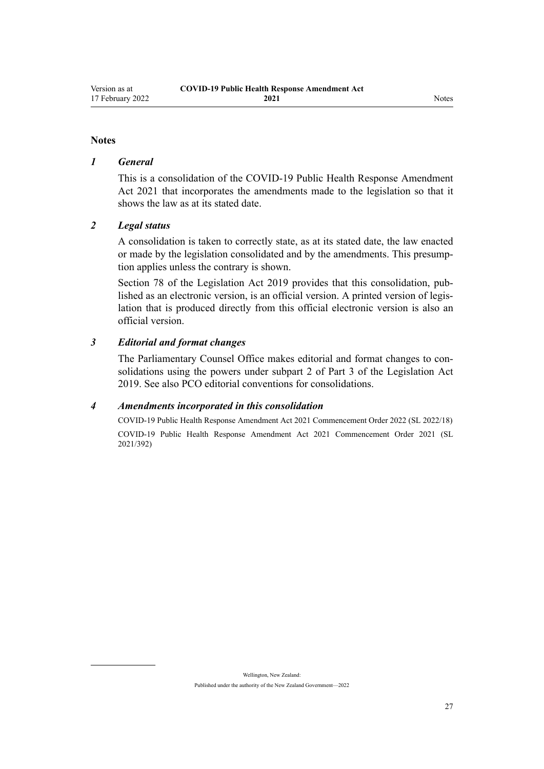## Notes

### *1 General*

This is a consolidation of the COVID-19 Public Health Response Amendment Act 2021 that incorporates the amendments made to the legislation so that it shows the law as at its stated date.

### *2 Legal status*

A consolidation is taken to correctly state, as at its stated date, the law enacted or made by the legislation consolidated and by the amendments. This presumption applies unless the contrary is shown.

Section 78 of the Legislation Act 2019 provides that this consolidation, published as an electronic version, is an official version. A printed version of legislation that is produced directly from this official electronic version is also an official version.

### *3 Editorial and format changes*

The Parliamentary Counsel Office makes editorial and format changes to consolidations using the powers under subpart 2 of Part 3 of the Legislation Act 2019. See also PCO editorial conventions for consolidations.

### *4 Amendments incorporated in this consolidation*

COVID-19 Public Health Response Amendment Act 2021 Commencement Order 2022 (SL 2022/18)

COVID-19 Public Health Response Amendment Act 2021 Commencement Order 2021 (SL 2021/392)

Wellington, New Zealand:

Published under the authority of the New Zealand Government—2022